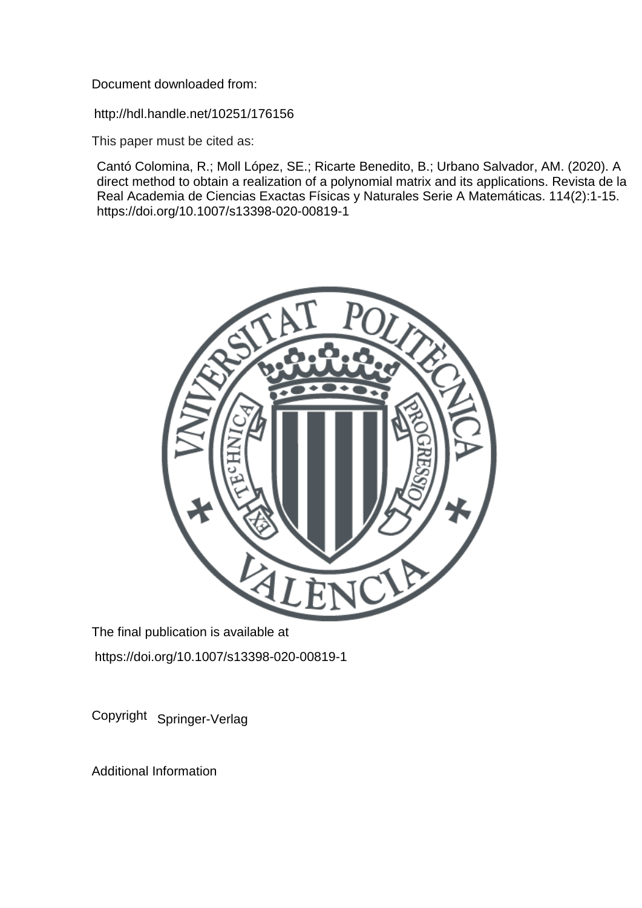Document downloaded from:

http://hdl.handle.net/10251/176156

This paper must be cited as:

Cantó Colomina, R.; Moll López, SE.; Ricarte Benedito, B.; Urbano Salvador, AM. (2020). A direct method to obtain a realization of a polynomial matrix and its applications. Revista de la Real Academia de Ciencias Exactas Físicas y Naturales Serie A Matemáticas. 114(2):1-15. https://doi.org/10.1007/s13398-020-00819-1

The final publication is available at

https://doi.org/10.1007/s13398-020-00819-1

Copyright Springer-Verlag

Additional Information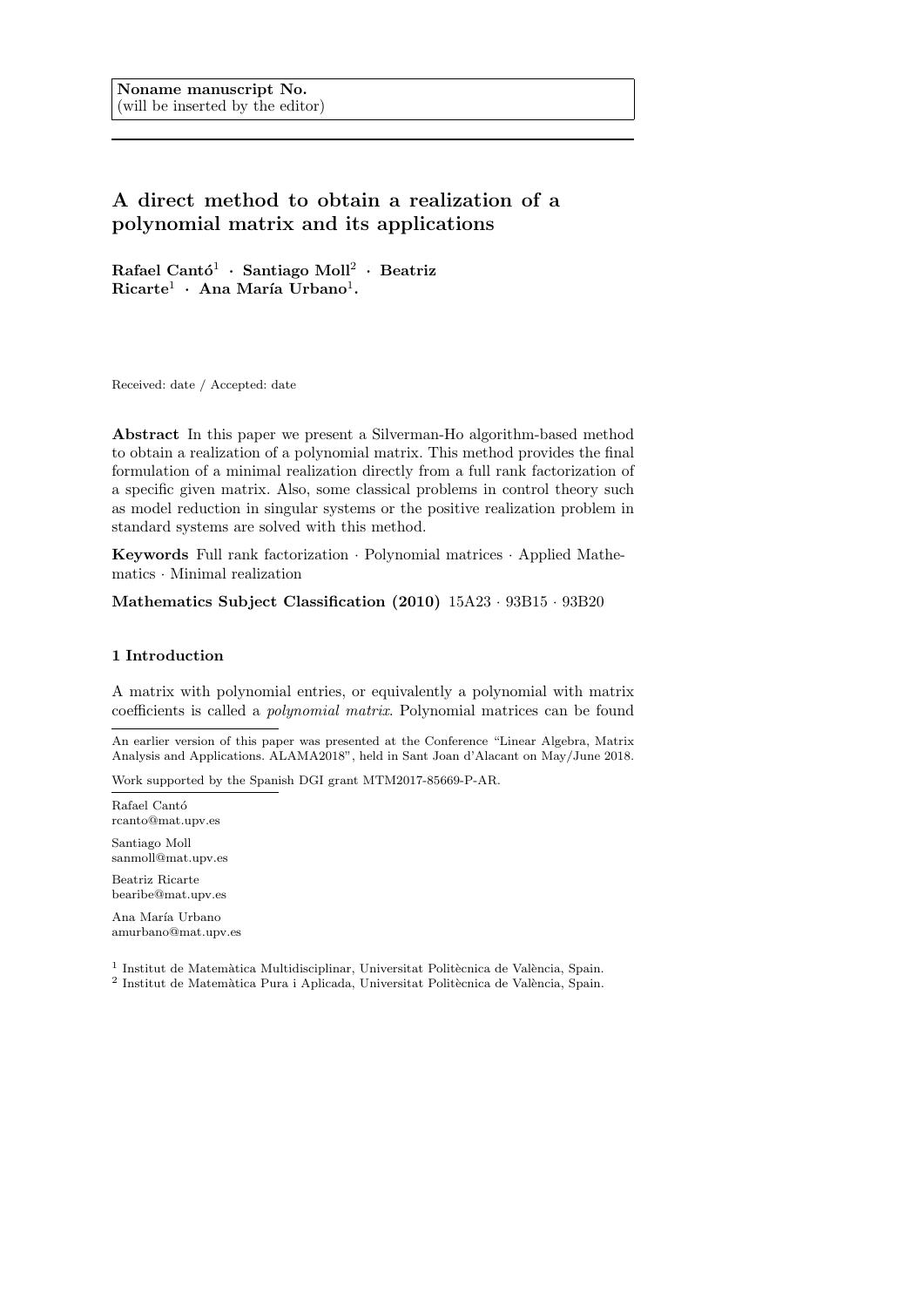Noname manuscript No.
(will be inserted by the editor)

# A direct method to obtain a realization of a polynomial matrix and its applications

**Rafael Cantó[1] · Santiago Moll[2] · Beatriz Ricarte[1] · Ana María Urbano[1].**

Received: date / Accepted: date

**Abstract** In this paper we present a Silverman-Ho algorithm-based method to obtain a realization of a polynomial matrix. This method provides the final formulation of a minimal realization directly from a full rank factorization of a specific given matrix. Also, some classical problems in control theory such as model reduction in singular systems or the positive realization problem in standard systems are solved with this method.

**Keywords** Full rank factorization · Polynomial matrices · Applied Mathematics · Minimal realization

**Mathematics Subject Classification (2010)** 15A23 · 93B15 · 93B20

## 1 Introduction

A matrix with polynomial entries, or equivalently a polynomial with matrix coefficients is called a *polynomial matrix*. Polynomial matrices can be found

---

An earlier version of this paper was presented at the Conference "Linear Algebra, Matrix Analysis and Applications. ALAMA2018", held in Sant Joan d'Alacant on May/June 2018.

Work supported by the Spanish DGI grant MTM2017-85669-P-AR.

Rafael Cantó
rcanto@mat.upv.es

Santiago Moll
sanmoll@mat.upv.es

Beatriz Ricarte
bearibe@mat.upv.es

Ana María Urbano
amurbano@mat.upv.es

[1] Institut de Matemàtica Multidisciplinar, Universitat Politècnica de València, Spain.
[2] Institut de Matemàtica Pura i Aplicada, Universitat Politècnica de València, Spain.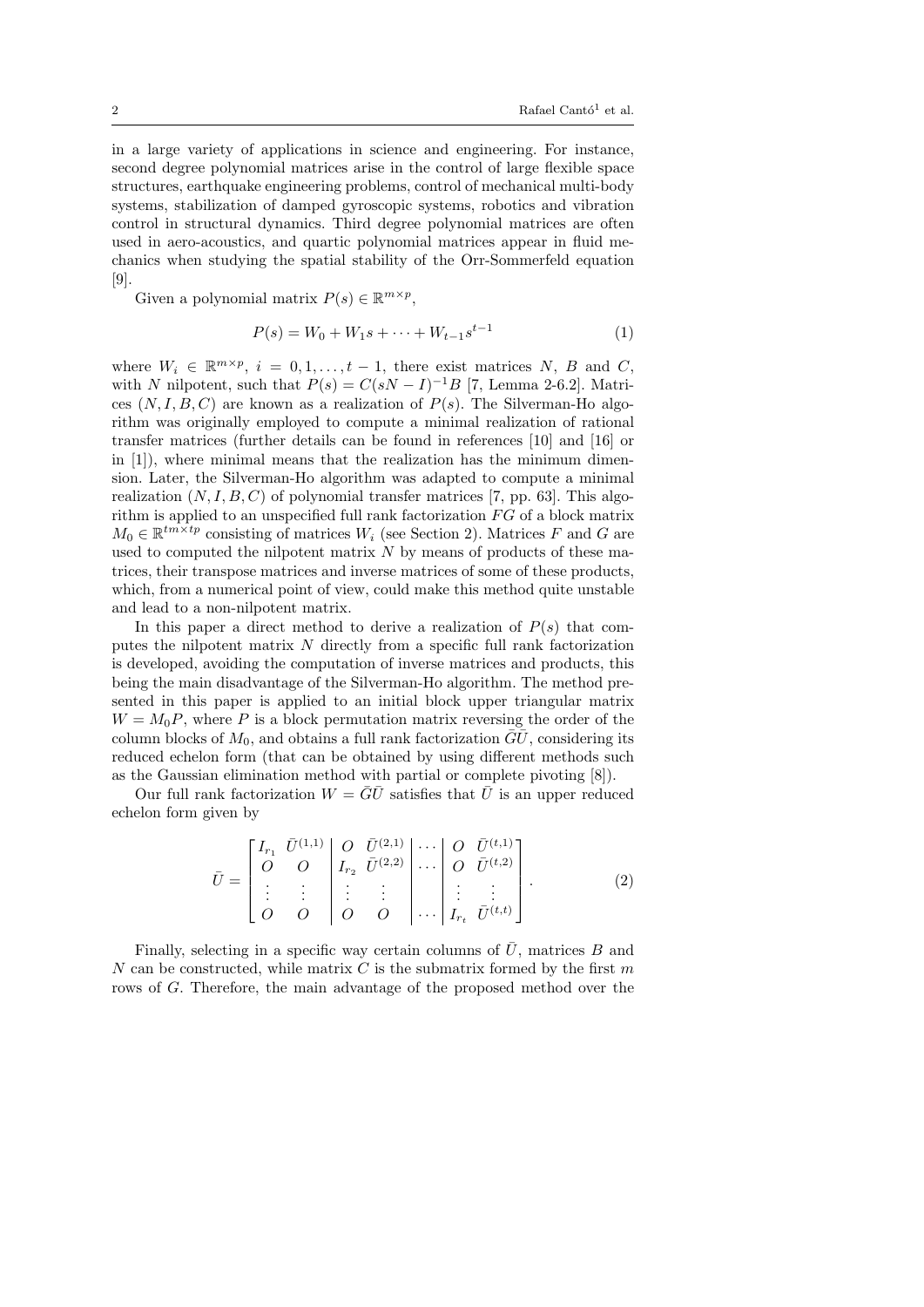in a large variety of applications in science and engineering. For instance, second degree polynomial matrices arise in the control of large flexible space structures, earthquake engineering problems, control of mechanical multi-body systems, stabilization of damped gyroscopic systems, robotics and vibration control in structural dynamics. Third degree polynomial matrices are often used in aero-acoustics, and quartic polynomial matrices appear in fluid mechanics when studying the spatial stability of the Orr-Sommerfeld equation [9].

Given a polynomial matrix $P(s) \in \mathbb{R}^{m\times p}$,

$$P(s) = W_0 + W_1 s + \cdots + W_{t-1} s^{t-1} \tag{1}$$

where $W_i \in \mathbb{R}^{m\times p}$, $i = 0, 1, \ldots, t-1$, there exist matrices $N$, $B$ and $C$, with $N$ nilpotent, such that $P(s) = C(sN - I)^{-1}B$ [7, Lemma 2-6.2]. Matrices $(N, I, B, C)$ are known as a realization of $P(s)$. The Silverman-Ho algorithm was originally employed to compute a minimal realization of rational transfer matrices (further details can be found in references [10] and [16] or in [1]), where minimal means that the realization has the minimum dimension. Later, the Silverman-Ho algorithm was adapted to compute a minimal realization $(N, I, B, C)$ of polynomial transfer matrices [7, pp. 63]. This algorithm is applied to an unspecified full rank factorization $FG$ of a block matrix $M_0 \in \mathbb{R}^{tm\times tp}$ consisting of matrices $W_i$ (see Section 2). Matrices $F$ and $G$ are used to computed the nilpotent matrix $N$ by means of products of these matrices, their transpose matrices and inverse matrices of some of these products, which, from a numerical point of view, could make this method quite unstable and lead to a non-nilpotent matrix.

In this paper a direct method to derive a realization of $P(s)$ that computes the nilpotent matrix $N$ directly from a specific full rank factorization is developed, avoiding the computation of inverse matrices and products, this being the main disadvantage of the Silverman-Ho algorithm. The method presented in this paper is applied to an initial block upper triangular matrix $W = M_0 P$, where $P$ is a block permutation matrix reversing the order of the column blocks of $M_0$, and obtains a full rank factorization $\bar{G}\bar{U}$, considering its reduced echelon form (that can be obtained by using different methods such as the Gaussian elimination method with partial or complete pivoting [8]).

Our full rank factorization $W = \bar{G}\bar{U}$ satisfies that $\bar{U}$ is an upper reduced echelon form given by

$$\bar{U} = \left[\begin{array}{cc|cc|c|cc} I_{r_1} & \bar{U}^{(1,1)} & O & \bar{U}^{(2,1)} & \cdots & O & \bar{U}^{(t,1)} \\ O & O & I_{r_2} & \bar{U}^{(2,2)} & \cdots & O & \bar{U}^{(t,2)} \\ \vdots & \vdots & \vdots & \vdots & & \vdots & \vdots \\ O & O & O & O & \cdots & I_{r_t} & \bar{U}^{(t,t)} \end{array}\right]. \tag{2}$$

Finally, selecting in a specific way certain columns of $\bar{U}$, matrices $B$ and $N$ can be constructed, while matrix $C$ is the submatrix formed by the first $m$ rows of $G$. Therefore, the main advantage of the proposed method over the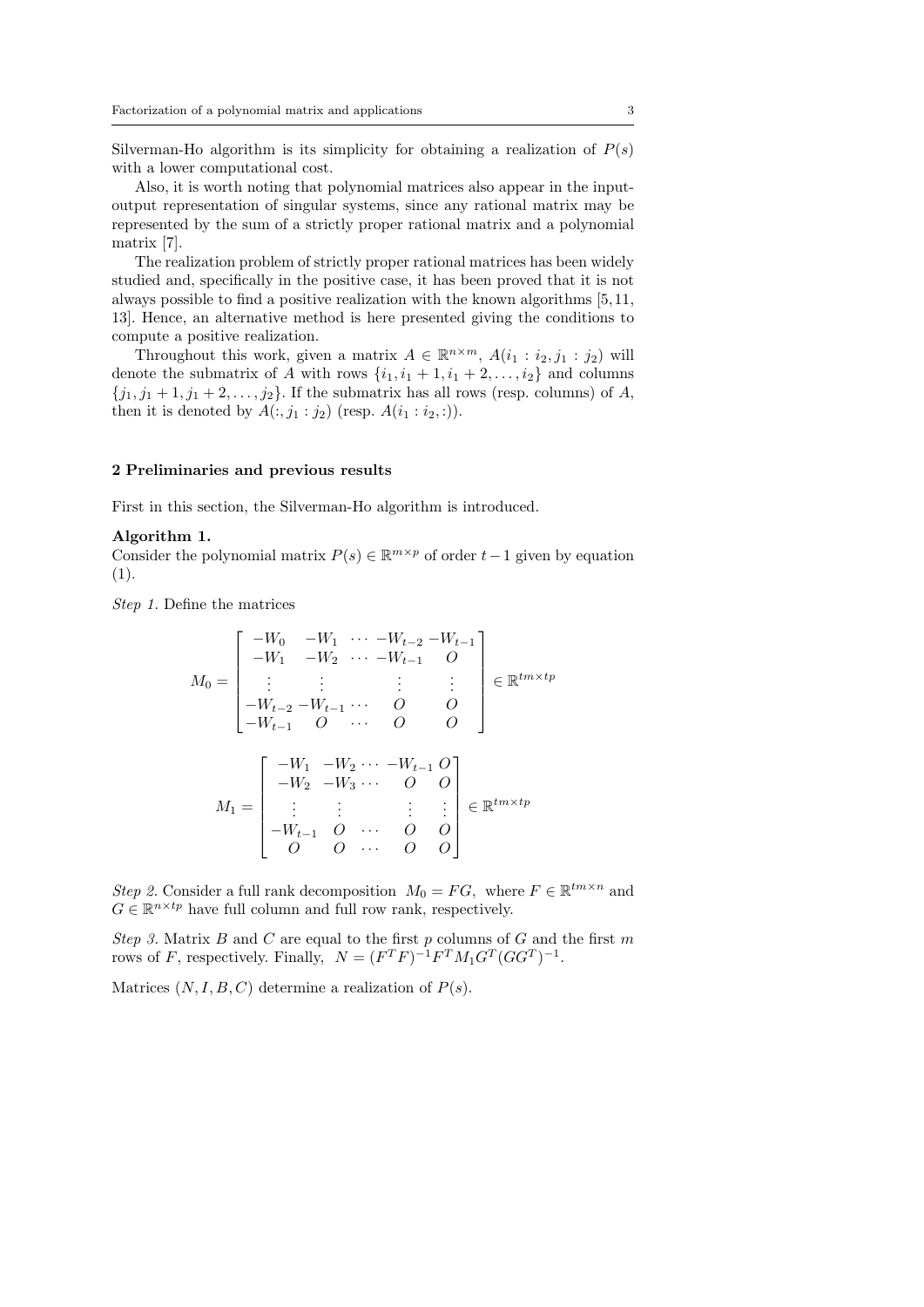Silverman-Ho algorithm is its simplicity for obtaining a realization of $P(s)$ with a lower computational cost.

Also, it is worth noting that polynomial matrices also appear in the input-output representation of singular systems, since any rational matrix may be represented by the sum of a strictly proper rational matrix and a polynomial matrix [7].

The realization problem of strictly proper rational matrices has been widely studied and, specifically in the positive case, it has been proved that it is not always possible to find a positive realization with the known algorithms [5, 11, 13]. Hence, an alternative method is here presented giving the conditions to compute a positive realization.

Throughout this work, given a matrix $A \in \mathbb{R}^{n\times m}$, $A(i_1 : i_2, j_1 : j_2)$ will denote the submatrix of $A$ with rows $\{i_1, i_1+1, i_1+2, \ldots, i_2\}$ and columns $\{j_1, j_1+1, j_1+2, \ldots, j_2\}$. If the submatrix has all rows (resp. columns) of $A$, then it is denoted by $A(:, j_1 : j_2)$ (resp. $A(i_1 : i_2, :)$).

## 2 Preliminaries and previous results

First in this section, the Silverman-Ho algorithm is introduced.

**Algorithm 1.**
Consider the polynomial matrix $P(s) \in \mathbb{R}^{m\times p}$ of order $t-1$ given by equation (1).

*Step 1.* Define the matrices

$$M_0 = \begin{bmatrix} -W_0 & -W_1 & \cdots & -W_{t-2} & -W_{t-1} \\ -W_1 & -W_2 & \cdots & -W_{t-1} & O \\ \vdots & \vdots & & \vdots & \vdots \\ -W_{t-2} & -W_{t-1} & \cdots & O & O \\ -W_{t-1} & O & \cdots & O & O \end{bmatrix} \in \mathbb{R}^{tm\times tp}$$

$$M_1 = \begin{bmatrix} -W_1 & -W_2 & \cdots & -W_{t-1} & O \\ -W_2 & -W_3 & \cdots & O & O \\ \vdots & \vdots & & \vdots & \vdots \\ -W_{t-1} & O & \cdots & O & O \\ O & O & \cdots & O & O \end{bmatrix} \in \mathbb{R}^{tm\times tp}$$

*Step 2.* Consider a full rank decomposition $M_0 = FG$, where $F \in \mathbb{R}^{tm\times n}$ and $G \in \mathbb{R}^{n\times tp}$ have full column and full row rank, respectively.

*Step 3.* Matrix $B$ and $C$ are equal to the first $p$ columns of $G$ and the first $m$ rows of $F$, respectively. Finally, $N = (F^T F)^{-1} F^T M_1 G^T (GG^T)^{-1}$.

Matrices $(N, I, B, C)$ determine a realization of $P(s)$.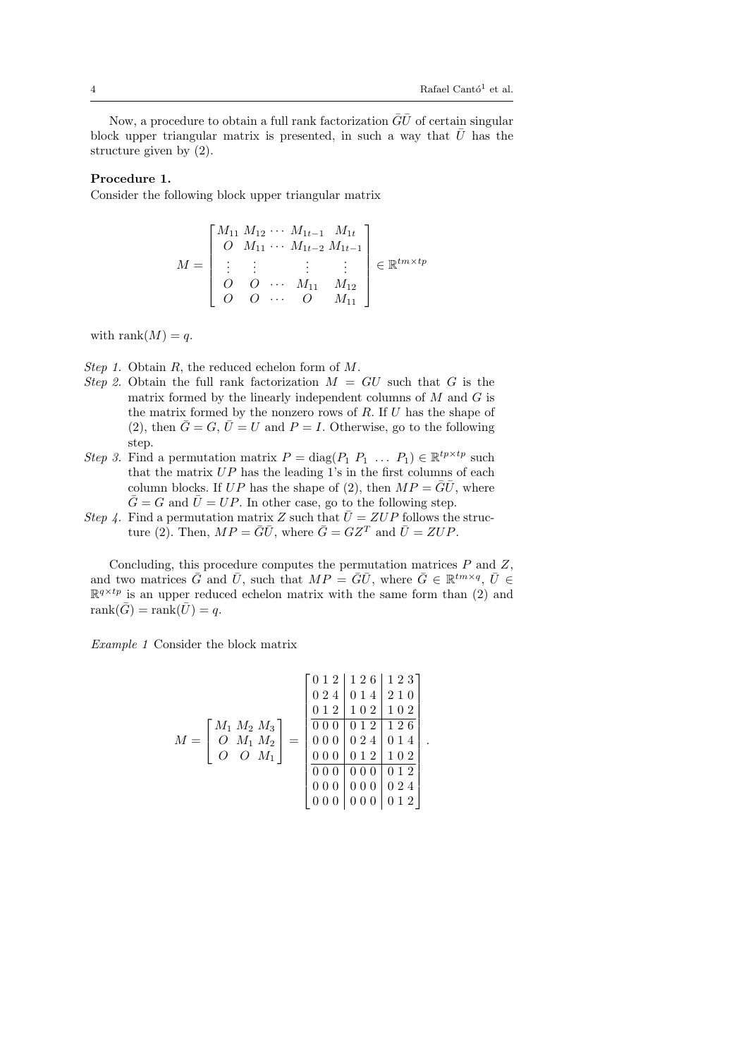Now, a procedure to obtain a full rank factorization $\bar{G}\bar{U}$ of certain singular block upper triangular matrix is presented, in such a way that $\bar{U}$ has the structure given by (2).

**Procedure 1.**
Consider the following block upper triangular matrix

$$M = \begin{bmatrix} M_{11} & M_{12} & \cdots & M_{1t-1} & M_{1t} \\ O & M_{11} & \cdots & M_{1t-2} & M_{1t-1} \\ \vdots & \vdots & & \vdots & \vdots \\ O & O & \cdots & M_{11} & M_{12} \\ O & O & \cdots & O & M_{11} \end{bmatrix} \in \mathbb{R}^{tm \times tp}$$

with $\operatorname{rank}(M) = q$.

*Step 1.* Obtain $R$, the reduced echelon form of $M$.

*Step 2.* Obtain the full rank factorization $M = GU$ such that $G$ is the matrix formed by the linearly independent columns of $M$ and $G$ is the matrix formed by the nonzero rows of $R$. If $U$ has the shape of (2), then $\bar{G} = G$, $\bar{U} = U$ and $P = I$. Otherwise, go to the following step.

*Step 3.* Find a permutation matrix $P = \operatorname{diag}(P_1 \; P_1 \; \ldots \; P_1) \in \mathbb{R}^{tp \times tp}$ such that the matrix $UP$ has the leading 1's in the first columns of each column blocks. If $UP$ has the shape of (2), then $MP = \bar{G}\bar{U}$, where $\bar{G} = G$ and $\bar{U} = UP$. In other case, go to the following step.

*Step 4.* Find a permutation matrix $Z$ such that $\bar{U} = ZUP$ follows the structure (2). Then, $MP = \bar{G}\bar{U}$, where $\bar{G} = GZ^T$ and $\bar{U} = ZUP$.

Concluding, this procedure computes the permutation matrices $P$ and $Z$, and two matrices $\bar{G}$ and $\bar{U}$, such that $MP = \bar{G}\bar{U}$, where $\bar{G} \in \mathbb{R}^{tm \times q}$, $\bar{U} \in \mathbb{R}^{q \times tp}$ is an upper reduced echelon matrix with the same form than (2) and $\operatorname{rank}(\bar{G}) = \operatorname{rank}(\bar{U}) = q$.

*Example 1* Consider the block matrix

$$M = \begin{bmatrix} M_1 & M_2 & M_3 \\ O & M_1 & M_2 \\ O & O & M_1 \end{bmatrix} = \left[\begin{array}{ccc|ccc|ccc} 0 & 1 & 2 & 1 & 2 & 6 & 1 & 2 & 3 \\ 0 & 2 & 4 & 0 & 1 & 4 & 2 & 1 & 0 \\ 0 & 1 & 2 & 1 & 0 & 2 & 1 & 0 & 2 \\ \hline 0 & 0 & 0 & 0 & 1 & 2 & 1 & 2 & 6 \\ 0 & 0 & 0 & 0 & 2 & 4 & 0 & 1 & 4 \\ 0 & 0 & 0 & 0 & 1 & 2 & 1 & 0 & 2 \\ \hline 0 & 0 & 0 & 0 & 0 & 0 & 0 & 1 & 2 \\ 0 & 0 & 0 & 0 & 0 & 0 & 0 & 2 & 4 \\ 0 & 0 & 0 & 0 & 0 & 0 & 0 & 1 & 2 \end{array}\right].$$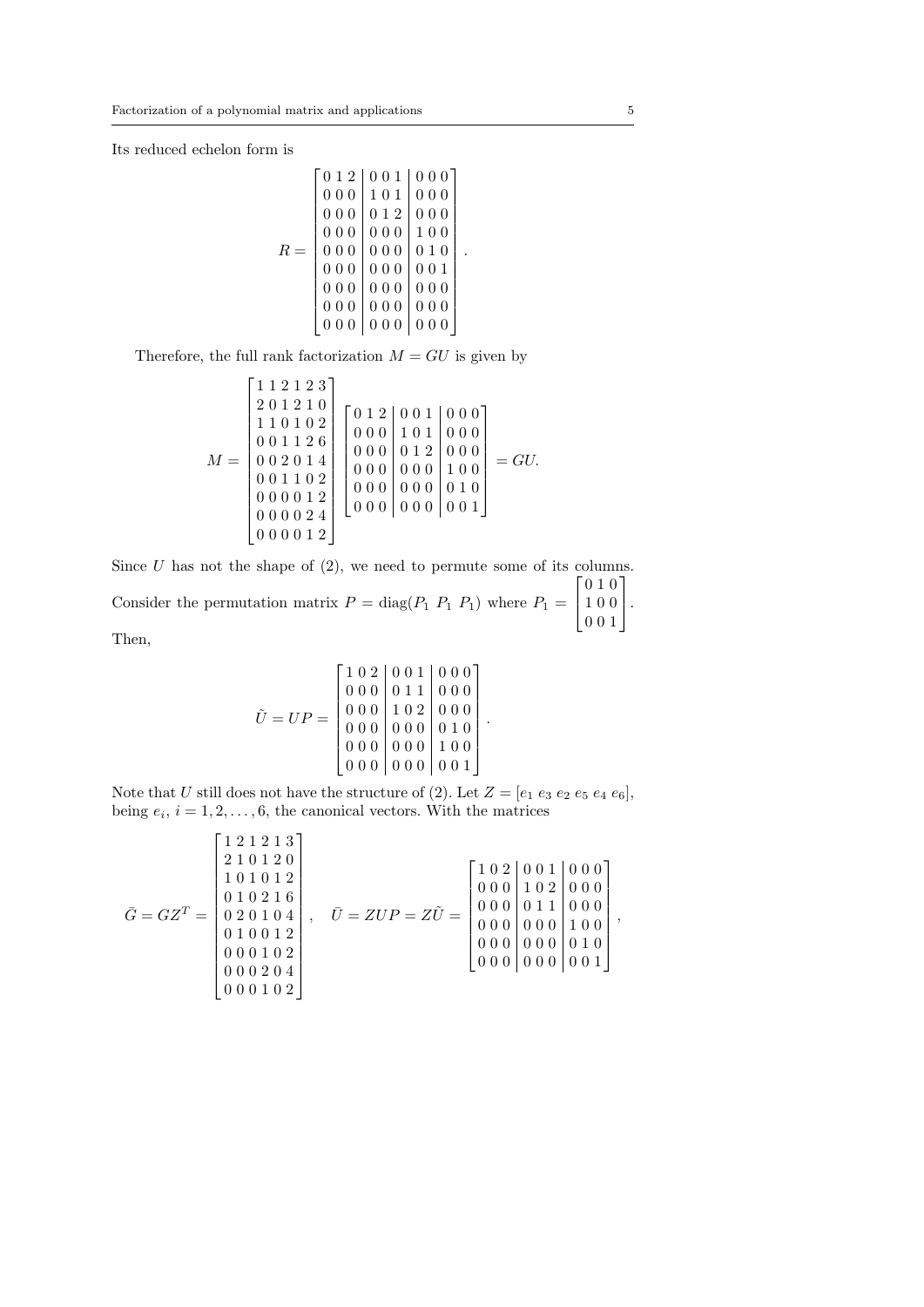Its reduced echelon form is

$$R = \left[\begin{array}{ccc|ccc|ccc} 0&1&2&0&0&1&0&0&0\\ 0&0&0&1&0&1&0&0&0\\ 0&0&0&0&1&2&0&0&0\\ 0&0&0&0&0&0&1&0&0\\ 0&0&0&0&0&0&0&1&0\\ 0&0&0&0&0&0&0&0&1\\ 0&0&0&0&0&0&0&0&0\\ 0&0&0&0&0&0&0&0&0\\ 0&0&0&0&0&0&0&0&0 \end{array}\right].$$

Therefore, the full rank factorization $M = GU$ is given by

$$M = \begin{bmatrix} 1&1&2&1&2&3\\ 2&0&1&2&1&0\\ 1&1&0&1&0&2\\ 0&0&1&1&2&6\\ 0&0&2&0&1&4\\ 0&0&1&1&0&2\\ 0&0&0&0&1&2\\ 0&0&0&0&2&4\\ 0&0&0&0&1&2 \end{bmatrix} \left[\begin{array}{ccc|ccc|ccc} 0&1&2&0&0&1&0&0&0\\ 0&0&0&1&0&1&0&0&0\\ 0&0&0&0&1&2&0&0&0\\ 0&0&0&0&0&0&1&0&0\\ 0&0&0&0&0&0&0&1&0\\ 0&0&0&0&0&0&0&0&1 \end{array}\right] = GU.$$

Since $U$ has not the shape of (2), we need to permute some of its columns. Consider the permutation matrix $P = \text{diag}(P_1\ P_1\ P_1)$ where $P_1 = \begin{bmatrix} 0&1&0\\ 1&0&0\\ 0&0&1 \end{bmatrix}$. Then,

$$\tilde{U} = UP = \left[\begin{array}{ccc|ccc|ccc} 1&0&2&0&0&1&0&0&0\\ 0&0&0&0&1&1&0&0&0\\ 0&0&0&1&0&2&0&0&0\\ 0&0&0&0&0&0&0&1&0\\ 0&0&0&0&0&0&1&0&0\\ 0&0&0&0&0&0&0&0&1 \end{array}\right].$$

Note that $U$ still does not have the structure of (2). Let $Z = [e_1\ e_3\ e_2\ e_5\ e_4\ e_6]$, being $e_i$, $i = 1, 2, \ldots, 6$, the canonical vectors. With the matrices

$$\bar{G} = GZ^T = \begin{bmatrix} 1&2&1&2&1&3\\ 2&1&0&1&2&0\\ 1&0&1&0&1&2\\ 0&1&0&2&1&6\\ 0&2&0&1&0&4\\ 0&1&0&0&1&2\\ 0&0&0&1&0&2\\ 0&0&0&2&0&4\\ 0&0&0&1&0&2 \end{bmatrix}, \quad \bar{U} = ZUP = Z\tilde{U} = \left[\begin{array}{ccc|ccc|ccc} 1&0&2&0&0&1&0&0&0\\ 0&0&0&1&0&2&0&0&0\\ 0&0&0&0&1&1&0&0&0\\ 0&0&0&0&0&0&1&0&0\\ 0&0&0&0&0&0&0&1&0\\ 0&0&0&0&0&0&0&0&1 \end{array}\right],$$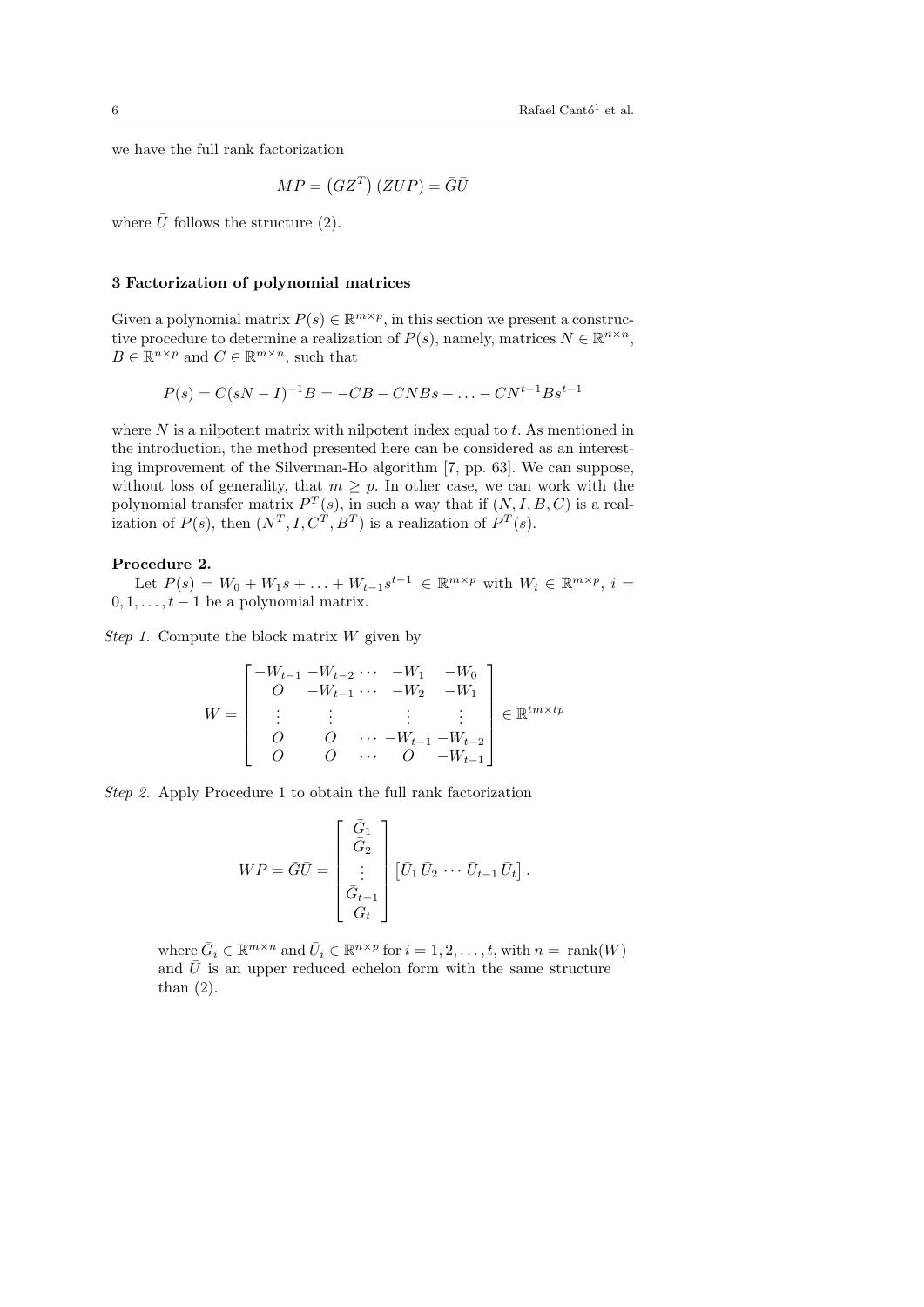we have the full rank factorization

$$MP = \left(GZ^T\right)(ZUP) = \bar{G}\bar{U}$$

where $\bar{U}$ follows the structure (2).

### 3 Factorization of polynomial matrices

Given a polynomial matrix $P(s) \in \mathbb{R}^{m \times p}$, in this section we present a constructive procedure to determine a realization of $P(s)$, namely, matrices $N \in \mathbb{R}^{n \times n}$, $B \in \mathbb{R}^{n \times p}$ and $C \in \mathbb{R}^{m \times n}$, such that

$$P(s) = C(sN - I)^{-1}B = -CB - CNBs - \ldots - CN^{t-1}Bs^{t-1}$$

where $N$ is a nilpotent matrix with nilpotent index equal to $t$. As mentioned in the introduction, the method presented here can be considered as an interesting improvement of the Silverman-Ho algorithm [7, pp. 63]. We can suppose, without loss of generality, that $m \geq p$. In other case, we can work with the polynomial transfer matrix $P^T(s)$, in such a way that if $(N, I, B, C)$ is a realization of $P(s)$, then $(N^T, I, C^T, B^T)$ is a realization of $P^T(s)$.

**Procedure 2.**

Let $P(s) = W_0 + W_1 s + \ldots + W_{t-1}s^{t-1} \in \mathbb{R}^{m \times p}$ with $W_i \in \mathbb{R}^{m \times p}$, $i = 0, 1, \ldots, t-1$ be a polynomial matrix.

*Step 1.* Compute the block matrix $W$ given by

$$W = \begin{bmatrix} -W_{t-1} & -W_{t-2} & \cdots & -W_1 & -W_0 \\ O & -W_{t-1} & \cdots & -W_2 & -W_1 \\ \vdots & \vdots & & \vdots & \vdots \\ O & O & \cdots & -W_{t-1} & -W_{t-2} \\ O & O & \cdots & O & -W_{t-1} \end{bmatrix} \in \mathbb{R}^{tm \times tp}$$

*Step 2.* Apply Procedure 1 to obtain the full rank factorization

$$WP = \bar{G}\bar{U} = \begin{bmatrix} \bar{G}_1 \\ \bar{G}_2 \\ \vdots \\ \bar{G}_{t-1} \\ \bar{G}_t \end{bmatrix} \begin{bmatrix} \bar{U}_1 \, \bar{U}_2 \, \cdots \, \bar{U}_{t-1} \, \bar{U}_t \end{bmatrix},$$

where $\bar{G}_i \in \mathbb{R}^{m \times n}$ and $\bar{U}_i \in \mathbb{R}^{n \times p}$ for $i = 1, 2, \ldots, t$, with $n = \operatorname{rank}(W)$ and $\bar{U}$ is an upper reduced echelon form with the same structure than (2).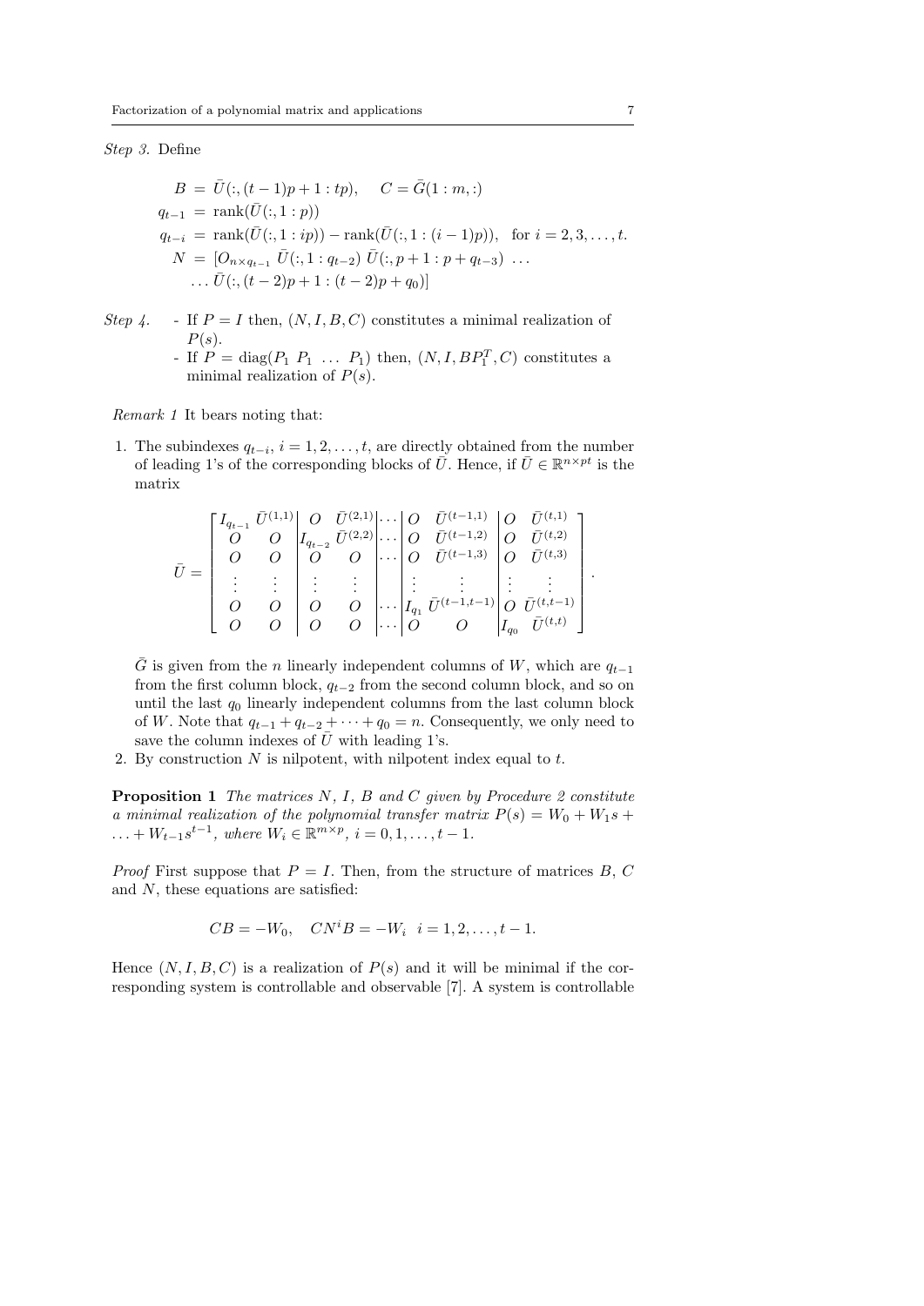*Step 3.* Define

$$
\begin{aligned}
B &= \bar{U}(:, (t-1)p+1 : tp), \quad C = \bar{G}(1:m, :) \\
q_{t-1} &= \operatorname{rank}(\bar{U}(:, 1:p)) \\
q_{t-i} &= \operatorname{rank}(\bar{U}(:, 1:ip)) - \operatorname{rank}(\bar{U}(:, 1:(i-1)p)), \quad \text{for } i = 2, 3, \ldots, t. \\
N &= [O_{n \times q_{t-1}} \ \bar{U}(:, 1:q_{t-2}) \ \bar{U}(:, p+1 : p+q_{t-3}) \ \ldots \\
&\quad \ldots \bar{U}(:, (t-2)p+1 : (t-2)p+q_0)]
\end{aligned}
$$

*Step 4.*
- If $P = I$ then, $(N, I, B, C)$ constitutes a minimal realization of $P(s)$.
- If $P = \operatorname{diag}(P_1 \ P_1 \ \ldots \ P_1)$ then, $(N, I, BP_1^T, C)$ constitutes a minimal realization of $P(s)$.

*Remark 1* It bears noting that:

1. The subindexes $q_{t-i}$, $i = 1, 2, \ldots, t$, are directly obtained from the number of leading 1's of the corresponding blocks of $\bar{U}$. Hence, if $\bar{U} \in \mathbb{R}^{n \times pt}$ is the matrix

$$
\bar{U} = \left[ \begin{array}{cc|cc|c|cc|cc}
I_{q_{t-1}} & \bar{U}^{(1,1)} & O & \bar{U}^{(2,1)} & \cdots & O & \bar{U}^{(t-1,1)} & O & \bar{U}^{(t,1)} \\
O & O & I_{q_{t-2}} & \bar{U}^{(2,2)} & \cdots & O & \bar{U}^{(t-1,2)} & O & \bar{U}^{(t,2)} \\
O & O & O & O & \cdots & O & \bar{U}^{(t-1,3)} & O & \bar{U}^{(t,3)} \\
\vdots & \vdots & \vdots & \vdots & & \vdots & \vdots & \vdots & \vdots \\
O & O & O & O & \cdots & I_{q_1} & \bar{U}^{(t-1,t-1)} & O & \bar{U}^{(t,t-1)} \\
O & O & O & O & \cdots & O & O & I_{q_0} & \bar{U}^{(t,t)}
\end{array} \right].
$$

   $\bar{G}$ is given from the $n$ linearly independent columns of $W$, which are $q_{t-1}$ from the first column block, $q_{t-2}$ from the second column block, and so on until the last $q_0$ linearly independent columns from the last column block of $W$. Note that $q_{t-1} + q_{t-2} + \cdots + q_0 = n$. Consequently, we only need to save the column indexes of $\bar{U}$ with leading 1's.
2. By construction $N$ is nilpotent, with nilpotent index equal to $t$.

**Proposition 1** *The matrices $N$, $I$, $B$ and $C$ given by Procedure 2 constitute a minimal realization of the polynomial transfer matrix $P(s) = W_0 + W_1 s + \ldots + W_{t-1}s^{t-1}$, where $W_i \in \mathbb{R}^{m \times p}$, $i = 0, 1, \ldots, t-1$.*

*Proof* First suppose that $P = I$. Then, from the structure of matrices $B$, $C$ and $N$, these equations are satisfied:

$$
CB = -W_0, \quad CN^iB = -W_i \ \ i = 1, 2, \ldots, t-1.
$$

Hence $(N, I, B, C)$ is a realization of $P(s)$ and it will be minimal if the corresponding system is controllable and observable [7]. A system is controllable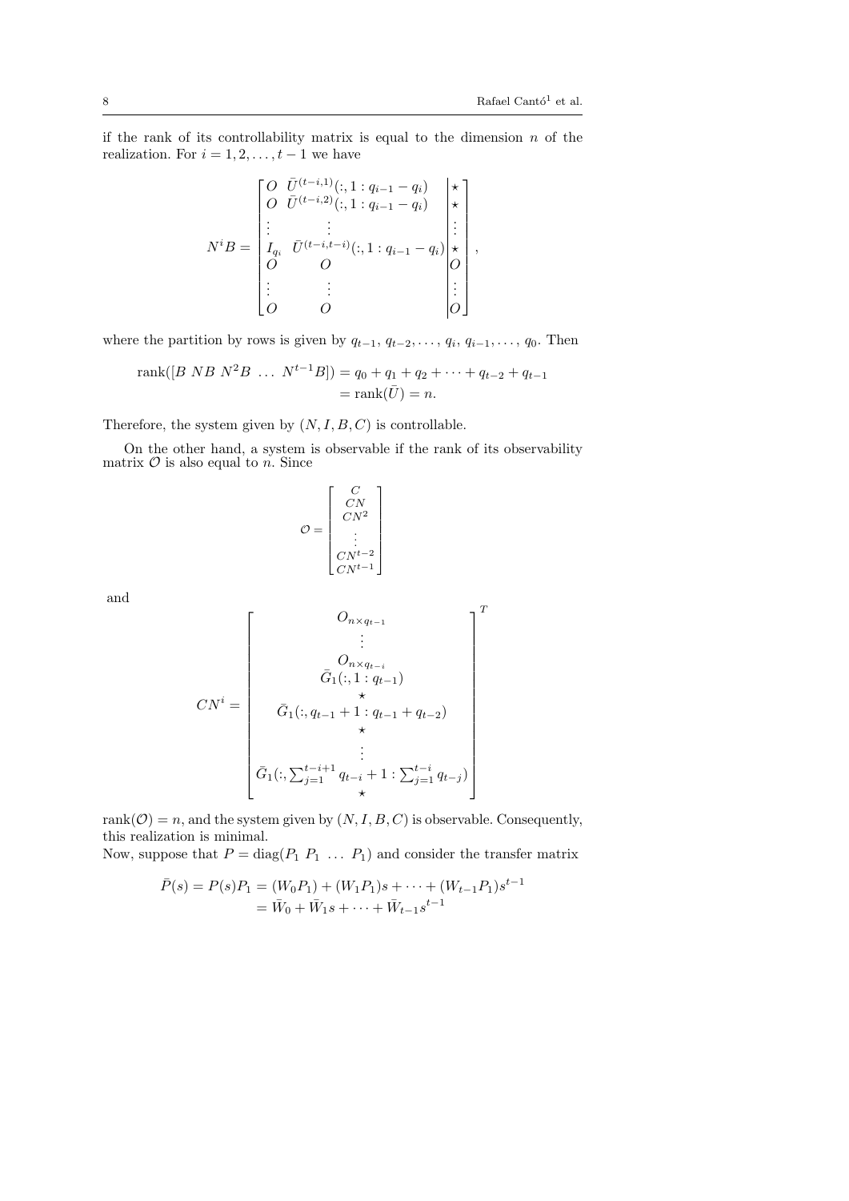if the rank of its controllability matrix is equal to the dimension $n$ of the realization. For $i = 1, 2, \ldots, t-1$ we have

$$
N^i B = \left[\begin{array}{cc|c}
O & \bar{U}^{(t-i,1)}(:, 1:q_{i-1}-q_i) & \star \\
O & \bar{U}^{(t-i,2)}(:, 1:q_{i-1}-q_i) & \star \\
\vdots & \vdots & \vdots \\
I_{q_i} & \bar{U}^{(t-i,t-i)}(:, 1:q_{i-1}-q_i) & \star \\
O & O & O \\
\vdots & \vdots & \vdots \\
O & O & O
\end{array}\right],
$$

where the partition by rows is given by $q_{t-1}, q_{t-2}, \ldots, q_i, q_{i-1}, \ldots, q_0$. Then

$$
\begin{aligned}
\operatorname{rank}([B \; NB \; N^2B \; \ldots \; N^{t-1}B]) &= q_0 + q_1 + q_2 + \cdots + q_{t-2} + q_{t-1} \\
&= \operatorname{rank}(\bar{U}) = n.
\end{aligned}
$$

Therefore, the system given by $(N, I, B, C)$ is controllable.

On the other hand, a system is observable if the rank of its observability matrix $\mathcal{O}$ is also equal to $n$. Since

$$
\mathcal{O} = \begin{bmatrix} C \\ CN \\ CN^2 \\ \vdots \\ CN^{t-2} \\ CN^{t-1} \end{bmatrix}
$$

and

$$
CN^i = \begin{bmatrix}
O_{n \times q_{t-1}} \\
\vdots \\
O_{n \times q_{t-i}} \\
\bar{G}_1(:, 1:q_{t-1}) \\
\star \\
\bar{G}_1(:, q_{t-1}+1 : q_{t-1}+q_{t-2}) \\
\star \\
\vdots \\
\bar{G}_1(:, \sum_{j=1}^{t-i+1} q_{t-i} + 1 : \sum_{j=1}^{t-i} q_{t-j}) \\
\star
\end{bmatrix}^T
$$

$\operatorname{rank}(\mathcal{O}) = n$, and the system given by $(N, I, B, C)$ is observable. Consequently, this realization is minimal.

Now, suppose that $P = \operatorname{diag}(P_1 \; P_1 \; \ldots \; P_1)$ and consider the transfer matrix

$$
\begin{aligned}
\bar{P}(s) = P(s)P_1 &= (W_0 P_1) + (W_1 P_1)s + \cdots + (W_{t-1} P_1)s^{t-1} \\
&= \bar{W}_0 + \bar{W}_1 s + \cdots + \bar{W}_{t-1} s^{t-1}
\end{aligned}
$$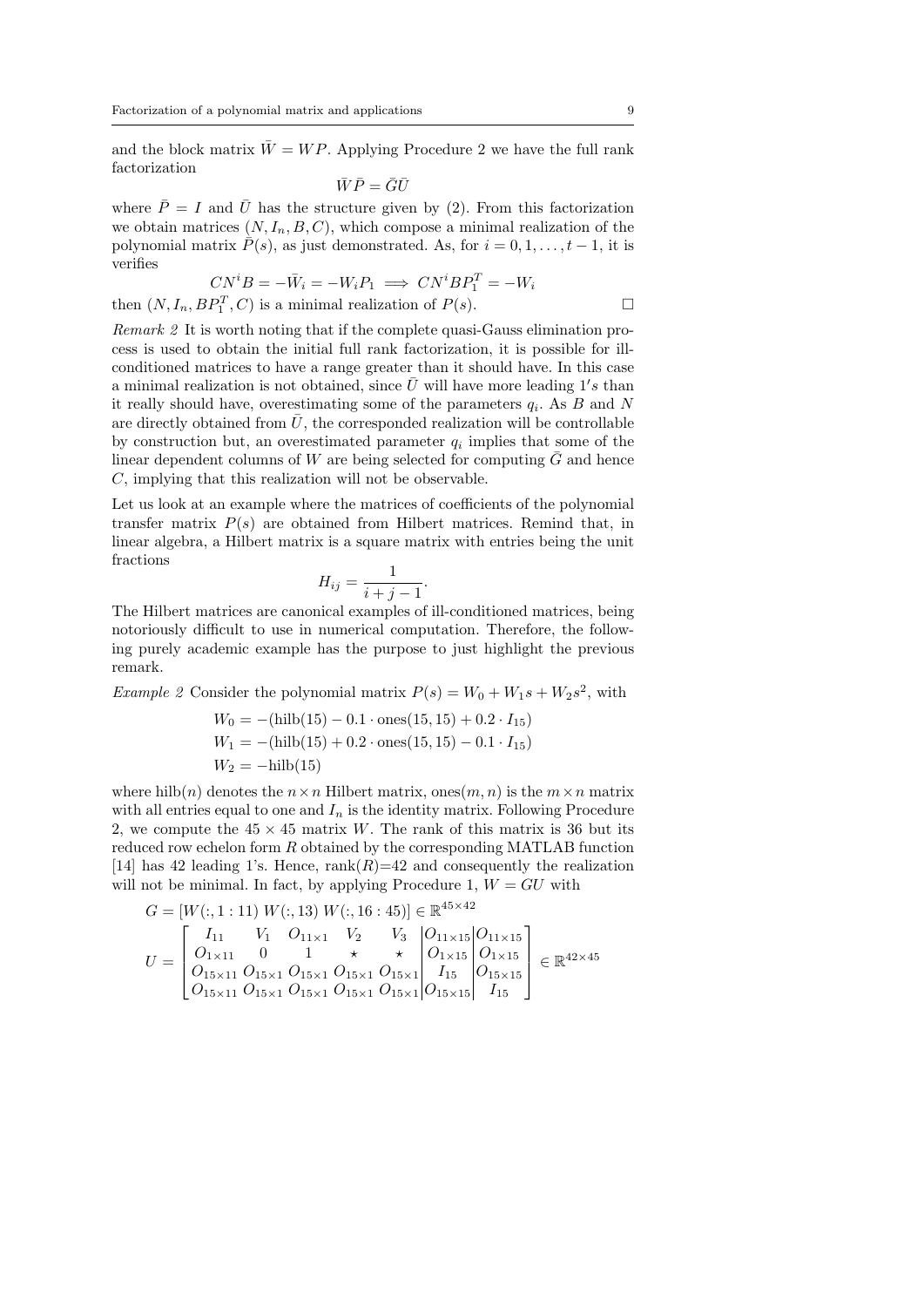and the block matrix $\bar{W} = WP$. Applying Procedure 2 we have the full rank factorization

$$\bar{W}\bar{P} = \bar{G}\bar{U}$$

where $\bar{P} = I$ and $\bar{U}$ has the structure given by (2). From this factorization we obtain matrices $(N, I_n, B, C)$, which compose a minimal realization of the polynomial matrix $\bar{P}(s)$, as just demonstrated. As, for $i = 0, 1, \ldots, t-1$, it is verifies

$$CN^iB = -\bar{W}_i = -W_iP_1 \implies CN^iBP_1^T = -W_i$$

then $(N, I_n, BP_1^T, C)$ is a minimal realization of $P(s)$. $\square$

*Remark 2* It is worth noting that if the complete quasi-Gauss elimination process is used to obtain the initial full rank factorization, it is possible for ill-conditioned matrices to have a range greater than it should have. In this case a minimal realization is not obtained, since $\bar{U}$ will have more leading $1's$ than it really should have, overestimating some of the parameters $q_i$. As $B$ and $N$ are directly obtained from $\bar{U}$, the corresponded realization will be controllable by construction but, an overestimated parameter $q_i$ implies that some of the linear dependent columns of $W$ are being selected for computing $\bar{G}$ and hence $C$, implying that this realization will not be observable.

Let us look at an example where the matrices of coefficients of the polynomial transfer matrix $P(s)$ are obtained from Hilbert matrices. Remind that, in linear algebra, a Hilbert matrix is a square matrix with entries being the unit fractions

$$H_{ij} = \frac{1}{i+j-1}.$$

The Hilbert matrices are canonical examples of ill-conditioned matrices, being notoriously difficult to use in numerical computation. Therefore, the following purely academic example has the purpose to just highlight the previous remark.

*Example 2* Consider the polynomial matrix $P(s) = W_0 + W_1s + W_2s^2$, with

$$\begin{aligned}
W_0 &= -(\text{hilb}(15) - 0.1 \cdot \text{ones}(15,15) + 0.2 \cdot I_{15}) \\
W_1 &= -(\text{hilb}(15) + 0.2 \cdot \text{ones}(15,15) - 0.1 \cdot I_{15}) \\
W_2 &= -\text{hilb}(15)
\end{aligned}$$

where $\text{hilb}(n)$ denotes the $n \times n$ Hilbert matrix, $\text{ones}(m,n)$ is the $m \times n$ matrix with all entries equal to one and $I_n$ is the identity matrix. Following Procedure 2, we compute the $45 \times 45$ matrix $W$. The rank of this matrix is 36 but its reduced row echelon form $R$ obtained by the corresponding MATLAB function [14] has 42 leading 1's. Hence, $\text{rank}(R)$=42 and consequently the realization will not be minimal. In fact, by applying Procedure 1, $W = GU$ with

$$G = [W(:,1:11)\; W(:,13)\; W(:,16:45)] \in \mathbb{R}^{45\times 42}$$

$$U = \left[\begin{array}{ccccc|c|c}
I_{11} & V_1 & O_{11\times 1} & V_2 & V_3 & O_{11\times 15} & O_{11\times 15} \\
O_{1\times 11} & 0 & 1 & \star & \star & O_{1\times 15} & O_{1\times 15} \\
O_{15\times 11} & O_{15\times 1} & O_{15\times 1} & O_{15\times 1} & O_{15\times 1} & I_{15} & O_{15\times 15} \\
O_{15\times 11} & O_{15\times 1} & O_{15\times 1} & O_{15\times 1} & O_{15\times 1} & O_{15\times 15} & I_{15}
\end{array}\right] \in \mathbb{R}^{42\times 45}$$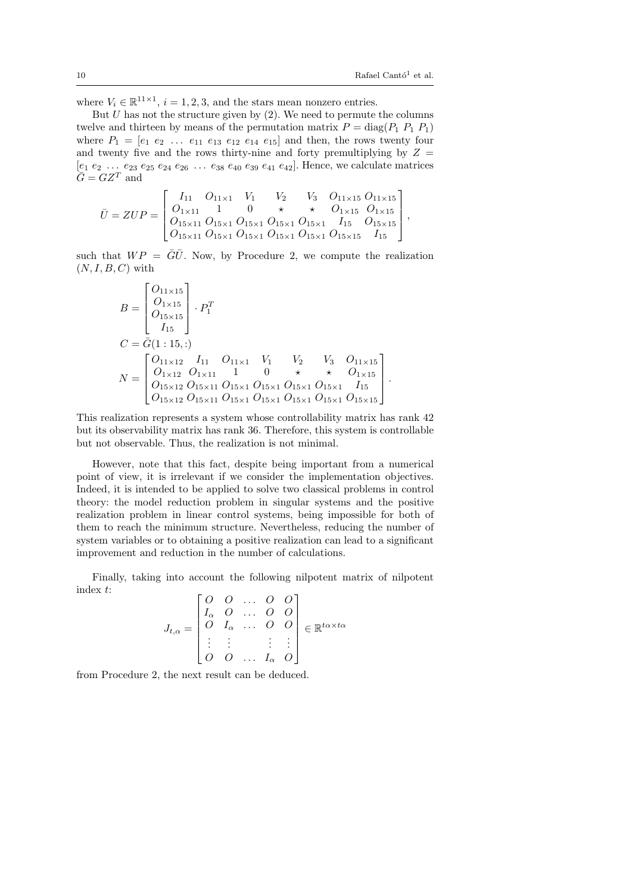where $V_i \in \mathbb{R}^{11\times 1}$, $i = 1, 2, 3$, and the stars mean nonzero entries.

But $U$ has not the structure given by (2). We need to permute the columns twelve and thirteen by means of the permutation matrix $P = \mathrm{diag}(P_1\ P_1\ P_1)$ where $P_1 = [e_1\ e_2\ \dots\ e_{11}\ e_{13}\ e_{12}\ e_{14}\ e_{15}]$ and then, the rows twenty four and twenty five and the rows thirty-nine and forty premultiplying by $Z = [e_1\ e_2\ \dots\ e_{23}\ e_{25}\ e_{24}\ e_{26}\ \dots\ e_{38}\ e_{40}\ e_{39}\ e_{41}\ e_{42}]$. Hence, we calculate matrices $\bar{G} = GZ^T$ and

$$\bar{U} = ZUP = \begin{bmatrix} I_{11} & O_{11\times 1} & V_1 & V_2 & V_3 & O_{11\times 15} & O_{11\times 15} \\ O_{1\times 11} & 1 & 0 & \star & \star & O_{1\times 15} & O_{1\times 15} \\ O_{15\times 11} & O_{15\times 1} & O_{15\times 1} & O_{15\times 1} & O_{15\times 1} & I_{15} & O_{15\times 15} \\ O_{15\times 11} & O_{15\times 1} & O_{15\times 1} & O_{15\times 1} & O_{15\times 1} & O_{15\times 15} & I_{15} \end{bmatrix},$$

such that $WP = \bar{G}\bar{U}$. Now, by Procedure 2, we compute the realization $(N, I, B, C)$ with

$$B = \begin{bmatrix} O_{11\times 15} \\ O_{1\times 15} \\ O_{15\times 15} \\ I_{15} \end{bmatrix} \cdot P_1^T$$

$$C = \bar{G}(1:15,:)$$

$$N = \begin{bmatrix} O_{11\times 12} & I_{11} & O_{11\times 1} & V_1 & V_2 & V_3 & O_{11\times 15} \\ O_{1\times 12} & O_{1\times 11} & 1 & 0 & \star & \star & O_{1\times 15} \\ O_{15\times 12} & O_{15\times 11} & O_{15\times 1} & O_{15\times 1} & O_{15\times 1} & O_{15\times 1} & I_{15} \\ O_{15\times 12} & O_{15\times 11} & O_{15\times 1} & O_{15\times 1} & O_{15\times 1} & O_{15\times 1} & O_{15\times 15} \end{bmatrix}.$$

This realization represents a system whose controllability matrix has rank 42 but its observability matrix has rank 36. Therefore, this system is controllable but not observable. Thus, the realization is not minimal.

However, note that this fact, despite being important from a numerical point of view, it is irrelevant if we consider the implementation objectives. Indeed, it is intended to be applied to solve two classical problems in control theory: the model reduction problem in singular systems and the positive realization problem in linear control systems, being impossible for both of them to reach the minimum structure. Nevertheless, reducing the number of system variables or to obtaining a positive realization can lead to a significant improvement and reduction in the number of calculations.

Finally, taking into account the following nilpotent matrix of nilpotent index $t$:

$$J_{t,\alpha} = \begin{bmatrix} O & O & \dots & O & O \\ I_\alpha & O & \dots & O & O \\ O & I_\alpha & \dots & O & O \\ \vdots & \vdots & & \vdots & \vdots \\ O & O & \dots & I_\alpha & O \end{bmatrix} \in \mathbb{R}^{t\alpha\times t\alpha}$$

from Procedure 2, the next result can be deduced.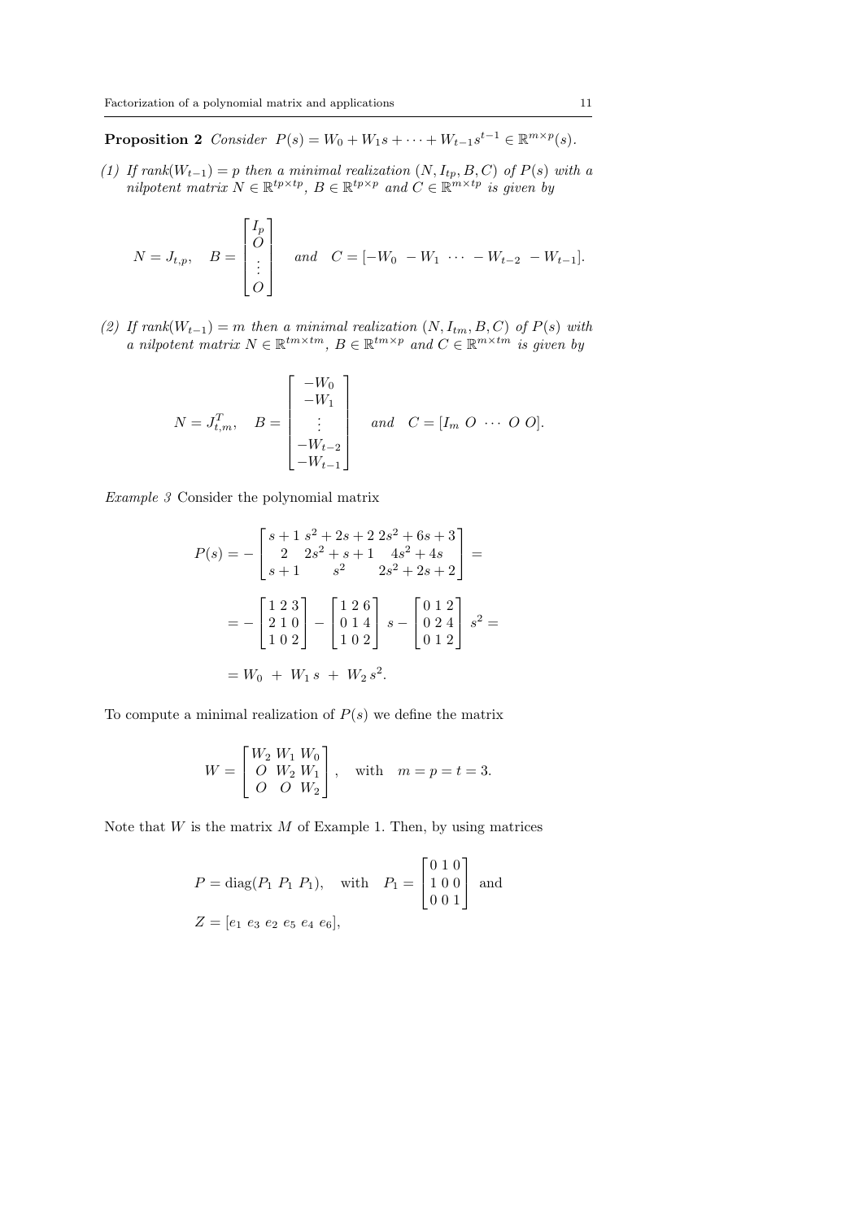**Proposition 2** *Consider* $P(s) = W_0 + W_1 s + \cdots + W_{t-1}s^{t-1} \in \mathbb{R}^{m\times p}(s)$.

*(1) If rank*$(W_{t-1}) = p$ *then a minimal realization* $(N, I_{tp}, B, C)$ *of* $P(s)$ *with a nilpotent matrix* $N \in \mathbb{R}^{tp\times tp}$, $B \in \mathbb{R}^{tp\times p}$ *and* $C \in \mathbb{R}^{m\times tp}$ *is given by*

$$N = J_{t,p}, \quad B = \begin{bmatrix} I_p \\ O \\ \vdots \\ O \end{bmatrix} \quad \text{and} \quad C = [-W_0 \ -W_1 \ \cdots \ -W_{t-2} \ -W_{t-1}].$$

*(2) If rank*$(W_{t-1}) = m$ *then a minimal realization* $(N, I_{tm}, B, C)$ *of* $P(s)$ *with a nilpotent matrix* $N \in \mathbb{R}^{tm\times tm}$, $B \in \mathbb{R}^{tm\times p}$ *and* $C \in \mathbb{R}^{m\times tm}$ *is given by*

$$N = J_{t,m}^T, \quad B = \begin{bmatrix} -W_0 \\ -W_1 \\ \vdots \\ -W_{t-2} \\ -W_{t-1} \end{bmatrix} \quad \text{and} \quad C = [I_m \ O \ \cdots \ O \ O].$$

*Example 3* Consider the polynomial matrix

$$P(s) = -\begin{bmatrix} s+1 & s^2+2s+2 & 2s^2+6s+3 \\ 2 & 2s^2+s+1 & 4s^2+4s \\ s+1 & s^2 & 2s^2+2s+2 \end{bmatrix} =$$

$$= -\begin{bmatrix} 1 & 2 & 3 \\ 2 & 1 & 0 \\ 1 & 0 & 2 \end{bmatrix} - \begin{bmatrix} 1 & 2 & 6 \\ 0 & 1 & 4 \\ 1 & 0 & 2 \end{bmatrix} s - \begin{bmatrix} 0 & 1 & 2 \\ 0 & 2 & 4 \\ 0 & 1 & 2 \end{bmatrix} s^2 =$$

$$= W_0 \ + \ W_1 s \ + \ W_2 s^2.$$

To compute a minimal realization of $P(s)$ we define the matrix

$$W = \begin{bmatrix} W_2 & W_1 & W_0 \\ O & W_2 & W_1 \\ O & O & W_2 \end{bmatrix}, \quad \text{with} \quad m = p = t = 3.$$

Note that $W$ is the matrix $M$ of Example 1. Then, by using matrices

$$P = \text{diag}(P_1 \ P_1 \ P_1), \quad \text{with} \quad P_1 = \begin{bmatrix} 0 & 1 & 0 \\ 1 & 0 & 0 \\ 0 & 0 & 1 \end{bmatrix} \ \text{and}$$

$$Z = [e_1 \ e_3 \ e_2 \ e_5 \ e_4 \ e_6],$$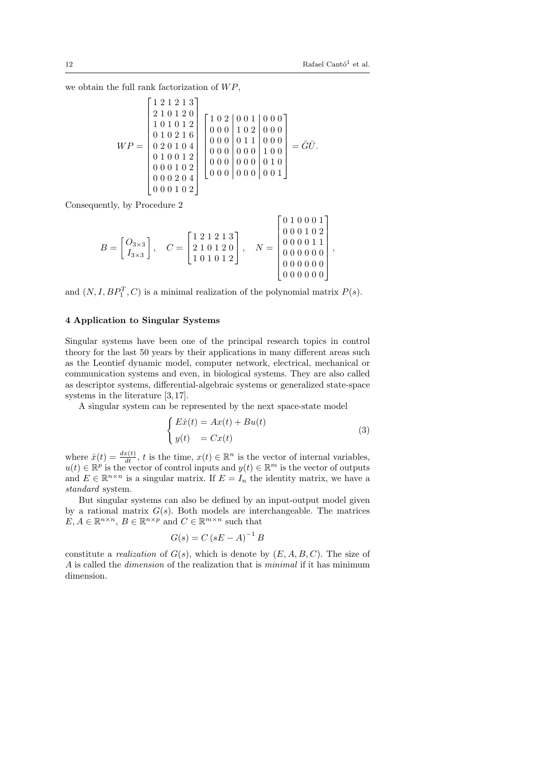we obtain the full rank factorization of $WP$,

$$
WP = \begin{bmatrix} 1\,2\,1\,2\,1\,3 \\ 2\,1\,0\,1\,2\,0 \\ 1\,0\,1\,0\,1\,2 \\ 0\,1\,0\,2\,1\,6 \\ 0\,2\,0\,1\,0\,4 \\ 0\,1\,0\,0\,1\,2 \\ 0\,0\,0\,1\,0\,2 \\ 0\,0\,0\,2\,0\,4 \\ 0\,0\,0\,1\,0\,2 \end{bmatrix} \left[\begin{array}{c|c|c} 1\,0\,2 & 0\,0\,1 & 0\,0\,0 \\ 0\,0\,0 & 1\,0\,2 & 0\,0\,0 \\ 0\,0\,0 & 0\,1\,1 & 0\,0\,0 \\ 0\,0\,0 & 0\,0\,0 & 1\,0\,0 \\ 0\,0\,0 & 0\,0\,0 & 0\,1\,0 \\ 0\,0\,0 & 0\,0\,0 & 0\,0\,1 \end{array}\right] = \bar{G}\bar{U}.
$$

Consequently, by Procedure 2

$$
B = \begin{bmatrix} O_{3\times 3} \\ I_{3\times 3} \end{bmatrix}, \quad C = \begin{bmatrix} 1\,2\,1\,2\,1\,3 \\ 2\,1\,0\,1\,2\,0 \\ 1\,0\,1\,0\,1\,2 \end{bmatrix}, \quad N = \begin{bmatrix} 0\,1\,0\,0\,0\,1 \\ 0\,0\,0\,1\,0\,2 \\ 0\,0\,0\,0\,1\,1 \\ 0\,0\,0\,0\,0\,0 \\ 0\,0\,0\,0\,0\,0 \\ 0\,0\,0\,0\,0\,0 \end{bmatrix},
$$

and $(N, I, BP_1^T, C)$ is a minimal realization of the polynomial matrix $P(s)$.

## 4 Application to Singular Systems

Singular systems have been one of the principal research topics in control theory for the last 50 years by their applications in many different areas such as the Leontief dynamic model, computer network, electrical, mechanical or communication systems and even, in biological systems. They are also called as descriptor systems, differential-algebraic systems or generalized state-space systems in the literature [3,17].

A singular system can be represented by the next space-state model

$$
\begin{cases} E\dot{x}(t) = Ax(t) + Bu(t) \\ y(t) \quad = Cx(t) \end{cases} \tag{3}
$$

where $\dot{x}(t) = \frac{dx(t)}{dt}$, $t$ is the time, $x(t) \in \mathbb{R}^n$ is the vector of internal variables, $u(t) \in \mathbb{R}^p$ is the vector of control inputs and $y(t) \in \mathbb{R}^m$ is the vector of outputs and $E \in \mathbb{R}^{n\times n}$ is a singular matrix. If $E = I_n$ the identity matrix, we have a *standard* system.

But singular systems can also be defined by an input-output model given by a rational matrix $G(s)$. Both models are interchangeable. The matrices $E, A \in \mathbb{R}^{n\times n}$, $B \in \mathbb{R}^{n\times p}$ and $C \in \mathbb{R}^{m\times n}$ such that

$$
G(s) = C\,(sE - A)^{-1}\,B
$$

constitute a *realization* of $G(s)$, which is denote by $(E, A, B, C)$. The size of $A$ is called the *dimension* of the realization that is *minimal* if it has minimum dimension.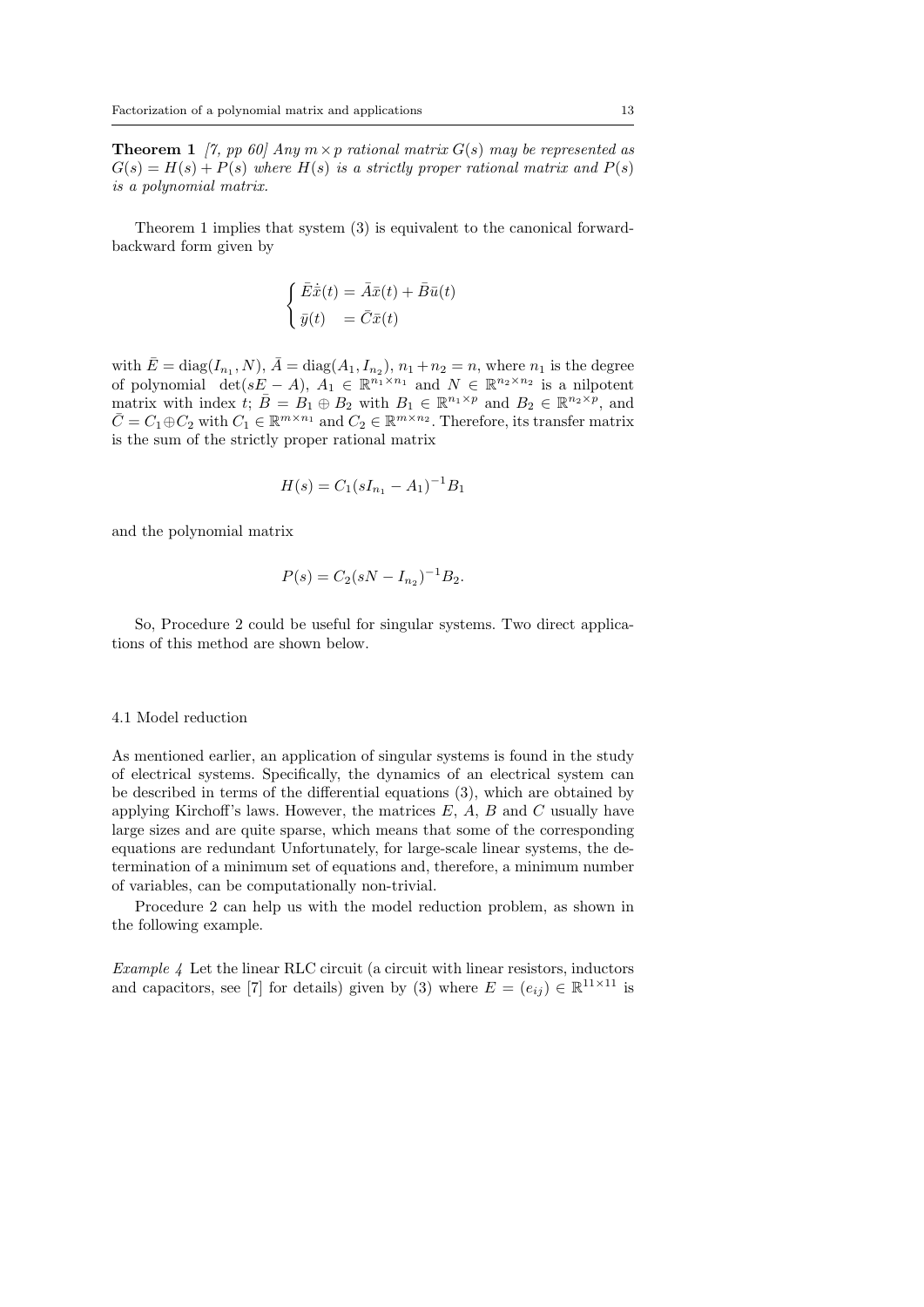**Theorem 1** *[7, pp 60] Any $m \times p$ rational matrix $G(s)$ may be represented as $G(s) = H(s) + P(s)$ where $H(s)$ is a strictly proper rational matrix and $P(s)$ is a polynomial matrix.*

Theorem 1 implies that system (3) is equivalent to the canonical forward-backward form given by

$$\begin{cases} \bar{E}\dot{\bar{x}}(t) = \bar{A}\bar{x}(t) + \bar{B}\bar{u}(t) \\ \bar{y}(t) \quad = \bar{C}\bar{x}(t) \end{cases}$$

with $\bar{E} = \operatorname{diag}(I_{n_1}, N)$, $\bar{A} = \operatorname{diag}(A_1, I_{n_2})$, $n_1 + n_2 = n$, where $n_1$ is the degree of polynomial $\det(sE - A)$, $A_1 \in \mathbb{R}^{n_1 \times n_1}$ and $N \in \mathbb{R}^{n_2 \times n_2}$ is a nilpotent matrix with index $t$; $\bar{B} = B_1 \oplus B_2$ with $B_1 \in \mathbb{R}^{n_1 \times p}$ and $B_2 \in \mathbb{R}^{n_2 \times p}$, and $\bar{C} = C_1 \oplus C_2$ with $C_1 \in \mathbb{R}^{m \times n_1}$ and $C_2 \in \mathbb{R}^{m \times n_2}$. Therefore, its transfer matrix is the sum of the strictly proper rational matrix

$$H(s) = C_1(sI_{n_1} - A_1)^{-1}B_1$$

and the polynomial matrix

$$P(s) = C_2(sN - I_{n_2})^{-1}B_2.$$

So, Procedure 2 could be useful for singular systems. Two direct applications of this method are shown below.

### 4.1 Model reduction

As mentioned earlier, an application of singular systems is found in the study of electrical systems. Specifically, the dynamics of an electrical system can be described in terms of the differential equations (3), which are obtained by applying Kirchoff's laws. However, the matrices $E$, $A$, $B$ and $C$ usually have large sizes and are quite sparse, which means that some of the corresponding equations are redundant Unfortunately, for large-scale linear systems, the determination of a minimum set of equations and, therefore, a minimum number of variables, can be computationally non-trivial.

Procedure 2 can help us with the model reduction problem, as shown in the following example.

*Example 4* Let the linear RLC circuit (a circuit with linear resistors, inductors and capacitors, see [7] for details) given by (3) where $E = (e_{ij}) \in \mathbb{R}^{11 \times 11}$ is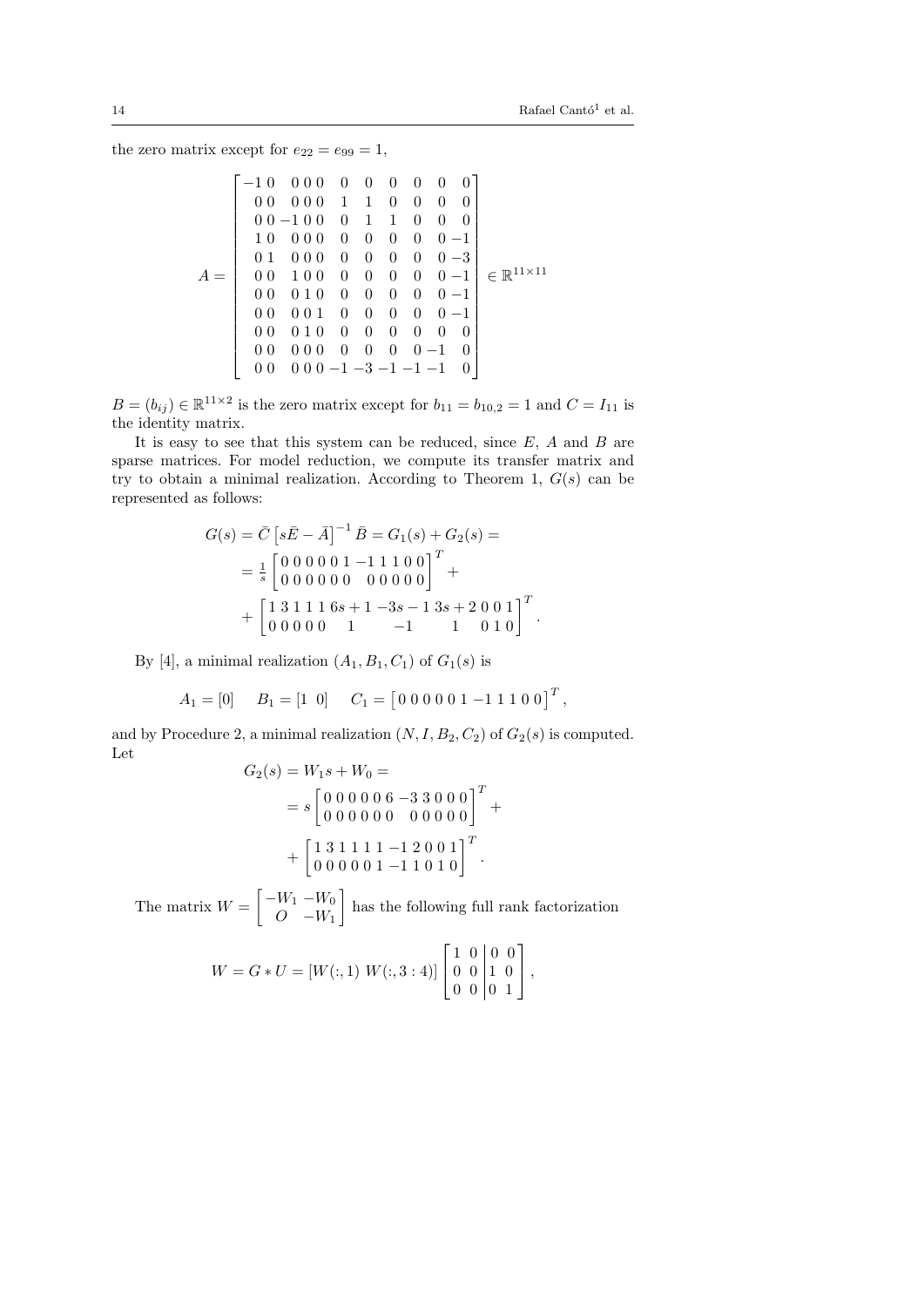the zero matrix except for $e_{22} = e_{99} = 1$,

$$
A = \begin{bmatrix}
-1 & 0 & 0 & 0 & 0 & 0 & 0 & 0 & 0 & 0 & 0 \\
0 & 0 & 0 & 0 & 0 & 1 & 1 & 0 & 0 & 0 & 0 \\
0 & 0 & -1 & 0 & 0 & 0 & 1 & 1 & 0 & 0 & 0 \\
1 & 0 & 0 & 0 & 0 & 0 & 0 & 0 & 0 & 0 & -1 \\
0 & 1 & 0 & 0 & 0 & 0 & 0 & 0 & 0 & 0 & -3 \\
0 & 0 & 1 & 0 & 0 & 0 & 0 & 0 & 0 & 0 & -1 \\
0 & 0 & 0 & 1 & 0 & 0 & 0 & 0 & 0 & 0 & -1 \\
0 & 0 & 0 & 0 & 1 & 0 & 0 & 0 & 0 & 0 & -1 \\
0 & 0 & 0 & 1 & 0 & 0 & 0 & 0 & 0 & 0 & 0 \\
0 & 0 & 0 & 0 & 0 & 0 & 0 & 0 & 0 & -1 & 0 \\
0 & 0 & 0 & 0 & 0 & -1 & -3 & -1 & -1 & -1 & 0
\end{bmatrix} \in \mathbb{R}^{11 \times 11}
$$

$B = (b_{ij}) \in \mathbb{R}^{11 \times 2}$ is the zero matrix except for $b_{11} = b_{10,2} = 1$ and $C = I_{11}$ is the identity matrix.

It is easy to see that this system can be reduced, since $E$, $A$ and $B$ are sparse matrices. For model reduction, we compute its transfer matrix and try to obtain a minimal realization. According to Theorem 1, $G(s)$ can be represented as follows:

$$
\begin{aligned}
G(s) &= \bar{C}\left[s\bar{E} - \bar{A}\right]^{-1}\bar{B} = G_1(s) + G_2(s) = \\
&= \tfrac{1}{s}\begin{bmatrix} 0 & 0 & 0 & 0 & 0 & 1 & -1 & 1 & 1 & 0 & 0 \\ 0 & 0 & 0 & 0 & 0 & 0 & 0 & 0 & 0 & 0 & 0 \end{bmatrix}^T + \\
&+ \begin{bmatrix} 1 & 3 & 1 & 1 & 1 & 6s+1 & -3s-1 & 3s+2 & 0 & 0 & 1 \\ 0 & 0 & 0 & 0 & 0 & 1 & -1 & 1 & 0 & 1 & 0 \end{bmatrix}^T.
\end{aligned}
$$

By [4], a minimal realization $(A_1, B_1, C_1)$ of $G_1(s)$ is

$$
A_1 = [0] \quad B_1 = [1 \;\; 0] \quad C_1 = \begin{bmatrix} 0 & 0 & 0 & 0 & 0 & 1 & -1 & 1 & 1 & 0 & 0 \end{bmatrix}^T,
$$

and by Procedure 2, a minimal realization $(N, I, B_2, C_2)$ of $G_2(s)$ is computed. Let

$$
\begin{aligned}
G_2(s) &= W_1 s + W_0 = \\
&= s\begin{bmatrix} 0 & 0 & 0 & 0 & 0 & 6 & -3 & 3 & 0 & 0 & 0 \\ 0 & 0 & 0 & 0 & 0 & 0 & 0 & 0 & 0 & 0 & 0 \end{bmatrix}^T + \\
&+ \begin{bmatrix} 1 & 3 & 1 & 1 & 1 & 1 & -1 & 2 & 0 & 0 & 1 \\ 0 & 0 & 0 & 0 & 0 & 1 & -1 & 1 & 0 & 1 & 0 \end{bmatrix}^T.
\end{aligned}
$$

The matrix $W = \begin{bmatrix} -W_1 & -W_0 \\ O & -W_1 \end{bmatrix}$ has the following full rank factorization

$$
W = G * U = [W(:,1) \;\; W(:,3:4)] \left[\begin{array}{cc|cc} 1 & 0 & 0 & 0 \\ 0 & 0 & 1 & 0 \\ 0 & 0 & 0 & 1 \end{array}\right],
$$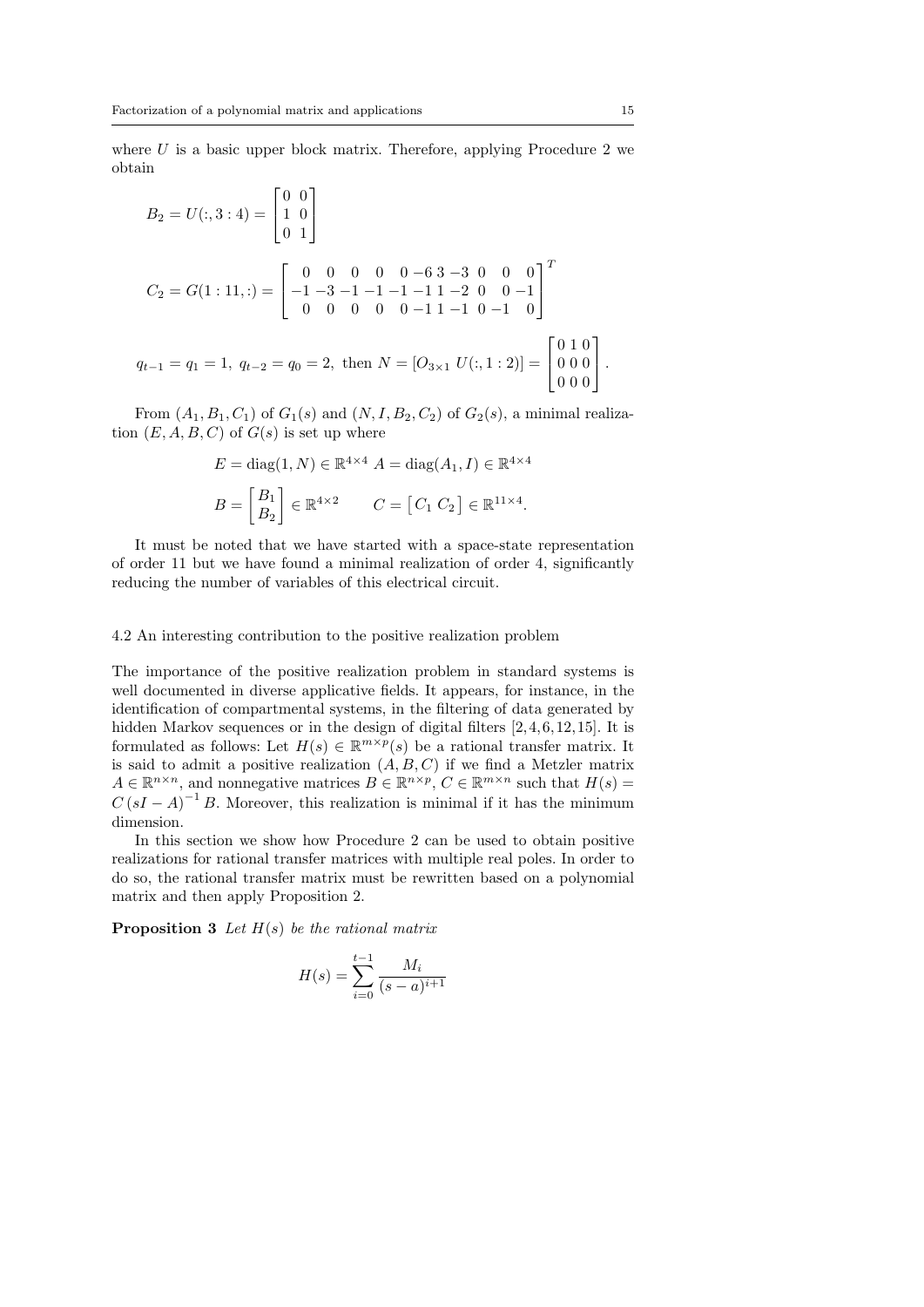where $U$ is a basic upper block matrix. Therefore, applying Procedure 2 we obtain

$$B_2 = U(:,3:4) = \begin{bmatrix} 0 & 0 \\ 1 & 0 \\ 0 & 1 \end{bmatrix}$$

$$C_2 = G(1:11,:) = \begin{bmatrix} 0 & 0 & 0 & 0 & 0 & -6 & 3 & -3 & 0 & 0 & 0 \\ -1 & -3 & -1 & -1 & -1 & -1 & 1 & -2 & 0 & 0 & -1 \\ 0 & 0 & 0 & 0 & 0 & -1 & 1 & -1 & 0 & -1 & 0 \end{bmatrix}^T$$

$$q_{t-1} = q_1 = 1,\ q_{t-2} = q_0 = 2,\ \text{then } N = [O_{3\times 1}\ U(:,1:2)] = \begin{bmatrix} 0 & 1 & 0 \\ 0 & 0 & 0 \\ 0 & 0 & 0 \end{bmatrix}.$$

From $(A_1, B_1, C_1)$ of $G_1(s)$ and $(N, I, B_2, C_2)$ of $G_2(s)$, a minimal realization $(E, A, B, C)$ of $G(s)$ is set up where

$$E = \text{diag}(1, N) \in \mathbb{R}^{4\times 4}\ A = \text{diag}(A_1, I) \in \mathbb{R}^{4\times 4}$$

$$B = \begin{bmatrix} B_1 \\ B_2 \end{bmatrix} \in \mathbb{R}^{4\times 2} \qquad C = \begin{bmatrix} C_1\ C_2 \end{bmatrix} \in \mathbb{R}^{11\times 4}.$$

It must be noted that we have started with a space-state representation of order 11 but we have found a minimal realization of order 4, significantly reducing the number of variables of this electrical circuit.

### 4.2 An interesting contribution to the positive realization problem

The importance of the positive realization problem in standard systems is well documented in diverse applicative fields. It appears, for instance, in the identification of compartmental systems, in the filtering of data generated by hidden Markov sequences or in the design of digital filters [2,4,6,12,15]. It is formulated as follows: Let $H(s) \in \mathbb{R}^{m\times p}(s)$ be a rational transfer matrix. It is said to admit a positive realization $(A, B, C)$ if we find a Metzler matrix $A \in \mathbb{R}^{n\times n}$, and nonnegative matrices $B \in \mathbb{R}^{n\times p}$, $C \in \mathbb{R}^{m\times n}$ such that $H(s) = C(sI - A)^{-1} B$. Moreover, this realization is minimal if it has the minimum dimension.

In this section we show how Procedure 2 can be used to obtain positive realizations for rational transfer matrices with multiple real poles. In order to do so, the rational transfer matrix must be rewritten based on a polynomial matrix and then apply Proposition 2.

**Proposition 3** *Let $H(s)$ be the rational matrix*

$$H(s) = \sum_{i=0}^{t-1} \frac{M_i}{(s-a)^{i+1}}$$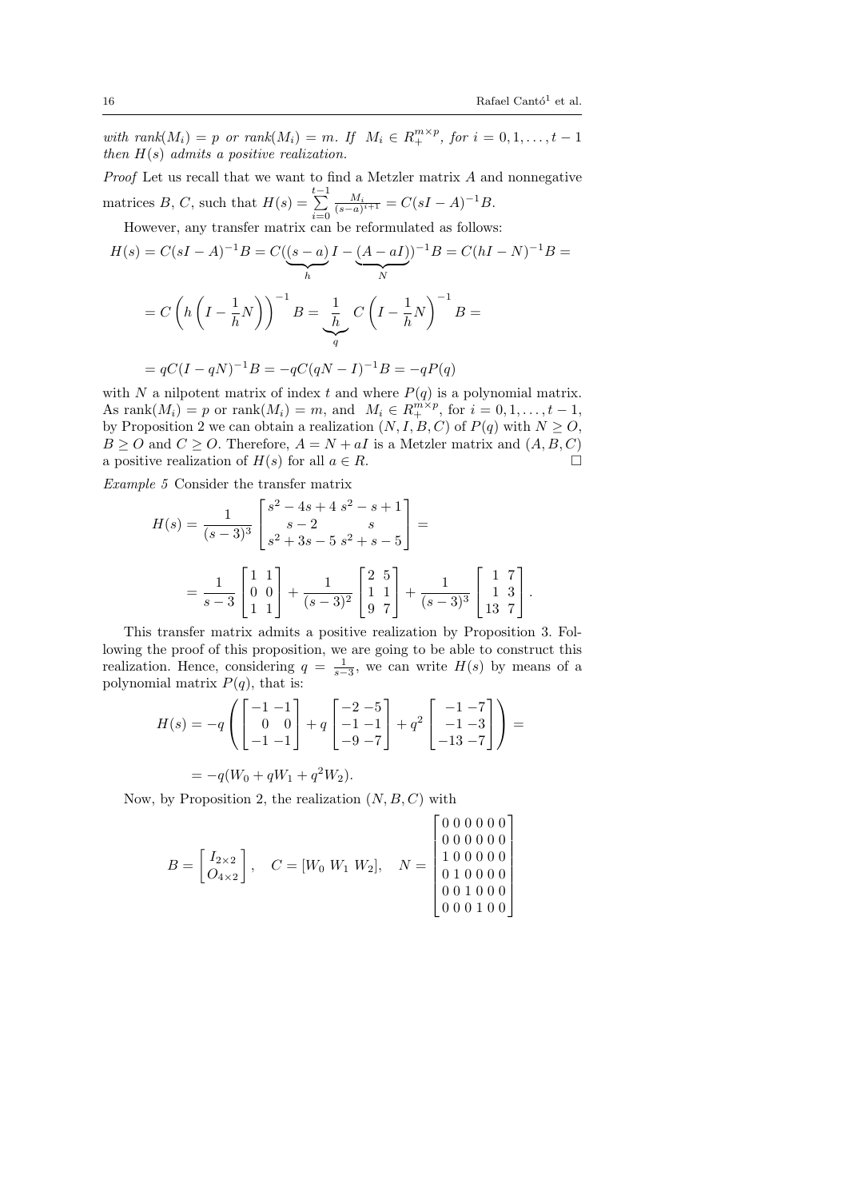*with* $rank(M_i) = p$ *or* $rank(M_i) = m$*. If* $M_i \in R_+^{m\times p}$*, for* $i = 0, 1, \ldots, t-1$ *then* $H(s)$ *admits a positive realization.*

*Proof* Let us recall that we want to find a Metzler matrix $A$ and nonnegative matrices $B$, $C$, such that $H(s) = \sum_{i=0}^{t-1} \frac{M_i}{(s-a)^{i+1}} = C(sI - A)^{-1}B$.

However, any transfer matrix can be reformulated as follows:

$$H(s) = C(sI - A)^{-1}B = C(\underbrace{(s-a)}_{h} I - \underbrace{(A - aI)}_{N})^{-1}B = C(hI - N)^{-1}B =$$

$$= C\left(h\left(I - \frac{1}{h}N\right)\right)^{-1} B = \underbrace{\frac{1}{h}}_{q}\ C\left(I - \frac{1}{h}N\right)^{-1} B =$$

$$= qC(I - qN)^{-1}B = -qC(qN - I)^{-1}B = -qP(q)$$

with $N$ a nilpotent matrix of index $t$ and where $P(q)$ is a polynomial matrix. As $\mathrm{rank}(M_i) = p$ or $\mathrm{rank}(M_i) = m$, and $M_i \in R_+^{m\times p}$, for $i = 0, 1, \ldots, t-1$, by Proposition 2 we can obtain a realization $(N, I, B, C)$ of $P(q)$ with $N \geq O$, $B \geq O$ and $C \geq O$. Therefore, $A = N + aI$ is a Metzler matrix and $(A, B, C)$ a positive realization of $H(s)$ for all $a \in R$. □

*Example 5* Consider the transfer matrix

$$H(s) = \frac{1}{(s-3)^3}\begin{bmatrix} s^2 - 4s + 4 & s^2 - s + 1 \\ s - 2 & s \\ s^2 + 3s - 5 & s^2 + s - 5 \end{bmatrix} =$$

$$= \frac{1}{s-3}\begin{bmatrix} 1 & 1 \\ 0 & 0 \\ 1 & 1 \end{bmatrix} + \frac{1}{(s-3)^2}\begin{bmatrix} 2 & 5 \\ 1 & 1 \\ 9 & 7 \end{bmatrix} + \frac{1}{(s-3)^3}\begin{bmatrix} 1 & 7 \\ 1 & 3 \\ 13 & 7 \end{bmatrix}.$$

This transfer matrix admits a positive realization by Proposition 3. Following the proof of this proposition, we are going to be able to construct this realization. Hence, considering $q = \frac{1}{s-3}$, we can write $H(s)$ by means of a polynomial matrix $P(q)$, that is:

$$H(s) = -q\left(\begin{bmatrix} -1 & -1 \\ 0 & 0 \\ -1 & -1 \end{bmatrix} + q\begin{bmatrix} -2 & -5 \\ -1 & -1 \\ -9 & -7 \end{bmatrix} + q^2\begin{bmatrix} -1 & -7 \\ -1 & -3 \\ -13 & -7 \end{bmatrix}\right) =$$

$$= -q(W_0 + qW_1 + q^2 W_2).$$

Now, by Proposition 2, the realization $(N, B, C)$ with

$$B = \begin{bmatrix} I_{2\times 2} \\ O_{4\times 2} \end{bmatrix}, \quad C = [W_0\ W_1\ W_2], \quad N = \begin{bmatrix} 0&0&0&0&0&0 \\ 0&0&0&0&0&0 \\ 1&0&0&0&0&0 \\ 0&1&0&0&0&0 \\ 0&0&1&0&0&0 \\ 0&0&0&1&0&0 \end{bmatrix}$$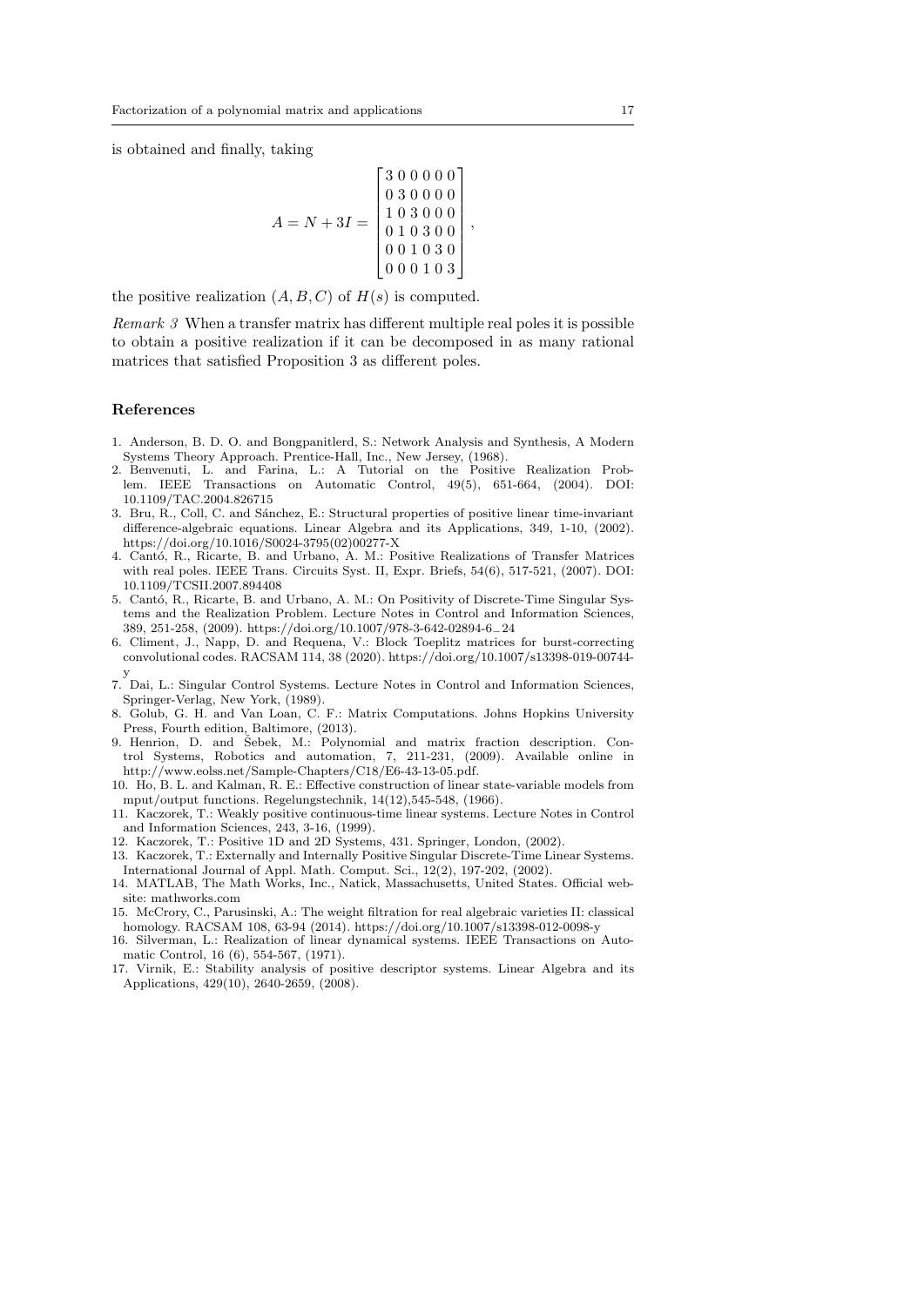is obtained and finally, taking

$$A = N + 3I = \begin{bmatrix} 3 & 0 & 0 & 0 & 0 & 0 \\ 0 & 3 & 0 & 0 & 0 & 0 \\ 1 & 0 & 3 & 0 & 0 & 0 \\ 0 & 1 & 0 & 3 & 0 & 0 \\ 0 & 0 & 1 & 0 & 3 & 0 \\ 0 & 0 & 0 & 1 & 0 & 3 \end{bmatrix},$$

the positive realization $(A, B, C)$ of $H(s)$ is computed.

*Remark 3* When a transfer matrix has different multiple real poles it is possible to obtain a positive realization if it can be decomposed in as many rational matrices that satisfied Proposition 3 as different poles.

## References

1. Anderson, B. D. O. and Bongpanitlerd, S.: Network Analysis and Synthesis, A Modern Systems Theory Approach. Prentice-Hall, Inc., New Jersey, (1968).
2. Benvenuti, L. and Farina, L.: A Tutorial on the Positive Realization Problem. IEEE Transactions on Automatic Control, 49(5), 651-664, (2004). DOI: 10.1109/TAC.2004.826715
3. Bru, R., Coll, C. and Sánchez, E.: Structural properties of positive linear time-invariant difference-algebraic equations. Linear Algebra and its Applications, 349, 1-10, (2002). https://doi.org/10.1016/S0024-3795(02)00277-X
4. Cantó, R., Ricarte, B. and Urbano, A. M.: Positive Realizations of Transfer Matrices with real poles. IEEE Trans. Circuits Syst. II, Expr. Briefs, 54(6), 517-521, (2007). DOI: 10.1109/TCSII.2007.894408
5. Cantó, R., Ricarte, B. and Urbano, A. M.: On Positivity of Discrete-Time Singular Systems and the Realization Problem. Lecture Notes in Control and Information Sciences, 389, 251-258, (2009). https://doi.org/10.1007/978-3-642-02894-6_24
6. Climent, J., Napp, D. and Requena, V.: Block Toeplitz matrices for burst-correcting convolutional codes. RACSAM 114, 38 (2020). https://doi.org/10.1007/s13398-019-00744-y
7. Dai, L.: Singular Control Systems. Lecture Notes in Control and Information Sciences, Springer-Verlag, New York, (1989).
8. Golub, G. H. and Van Loan, C. F.: Matrix Computations. Johns Hopkins University Press, Fourth edition, Baltimore, (2013).
9. Henrion, D. and Šebek, M.: Polynomial and matrix fraction description. Control Systems, Robotics and automation, 7, 211-231, (2009). Available online in http://www.eolss.net/Sample-Chapters/C18/E6-43-13-05.pdf.
10. Ho, B. L. and Kalman, R. E.: Effective construction of linear state-variable models from mput/output functions. Regelungstechnik, 14(12),545-548, (1966).
11. Kaczorek, T.: Weakly positive continuous-time linear systems. Lecture Notes in Control and Information Sciences, 243, 3-16, (1999).
12. Kaczorek, T.: Positive 1D and 2D Systems, 431. Springer, London, (2002).
13. Kaczorek, T.: Externally and Internally Positive Singular Discrete-Time Linear Systems. International Journal of Appl. Math. Comput. Sci., 12(2), 197-202, (2002).
14. MATLAB, The Math Works, Inc., Natick, Massachusetts, United States. Official website: mathworks.com
15. McCrory, C., Parusinski, A.: The weight filtration for real algebraic varieties II: classical homology. RACSAM 108, 63-94 (2014). https://doi.org/10.1007/s13398-012-0098-y
16. Silverman, L.: Realization of linear dynamical systems. IEEE Transactions on Automatic Control, 16 (6), 554-567, (1971).
17. Virnik, E.: Stability analysis of positive descriptor systems. Linear Algebra and its Applications, 429(10), 2640-2659, (2008).